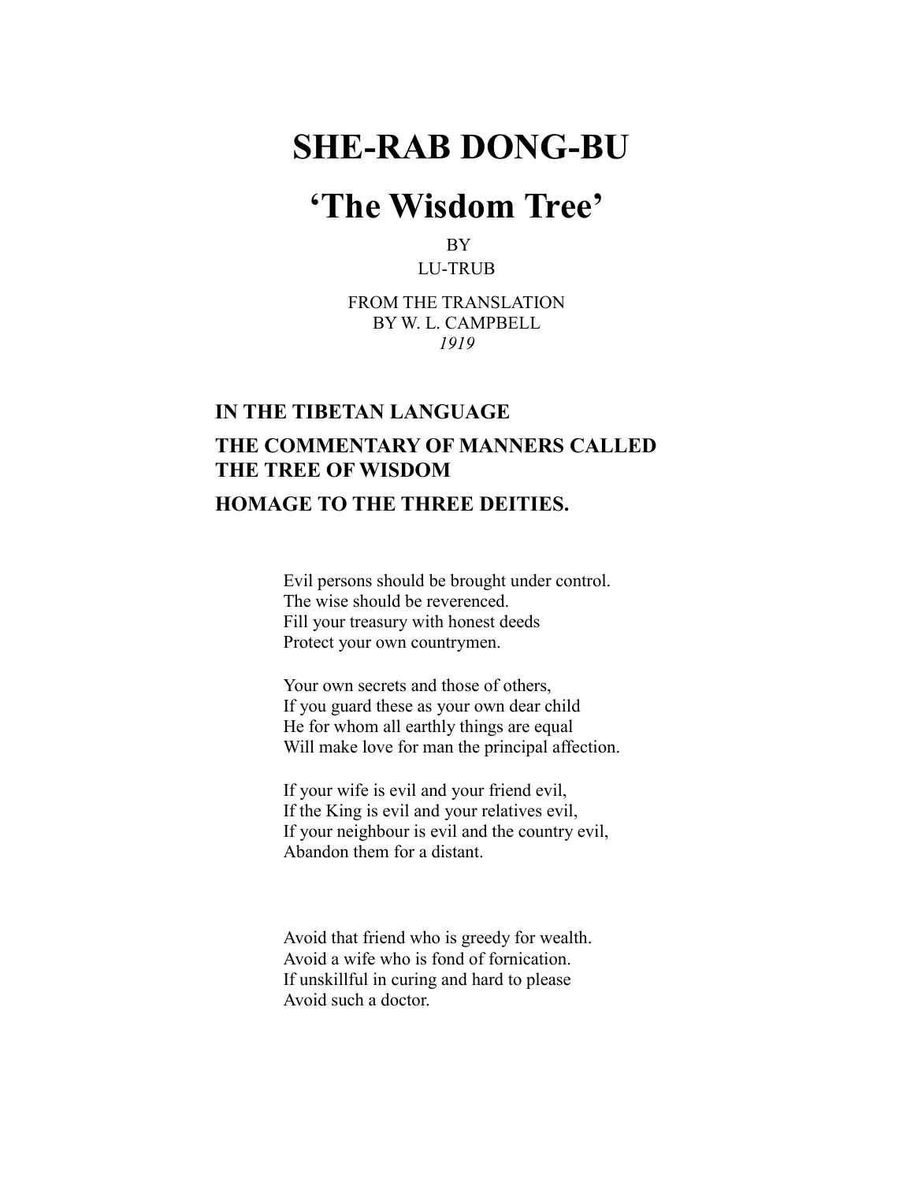# SHE-RAB DONG-BU

## 'The Wisdom Tree'

BY
LU-TRUB

FROM THE TRANSLATION
BY W. L. CAMPBELL
*1919*

### IN THE TIBETAN LANGUAGE

### THE COMMENTARY OF MANNERS CALLED THE TREE OF WISDOM

### HOMAGE TO THE THREE DEITIES.

Evil persons should be brought under control.
The wise should be reverenced.
Fill your treasury with honest deeds
Protect your own countrymen.

Your own secrets and those of others,
If you guard these as your own dear child
He for whom all earthly things are equal
Will make love for man the principal affection.

If your wife is evil and your friend evil,
If the King is evil and your relatives evil,
If your neighbour is evil and the country evil,
Abandon them for a distant.

Avoid that friend who is greedy for wealth.
Avoid a wife who is fond of fornication.
If unskillful in curing and hard to please
Avoid such a doctor.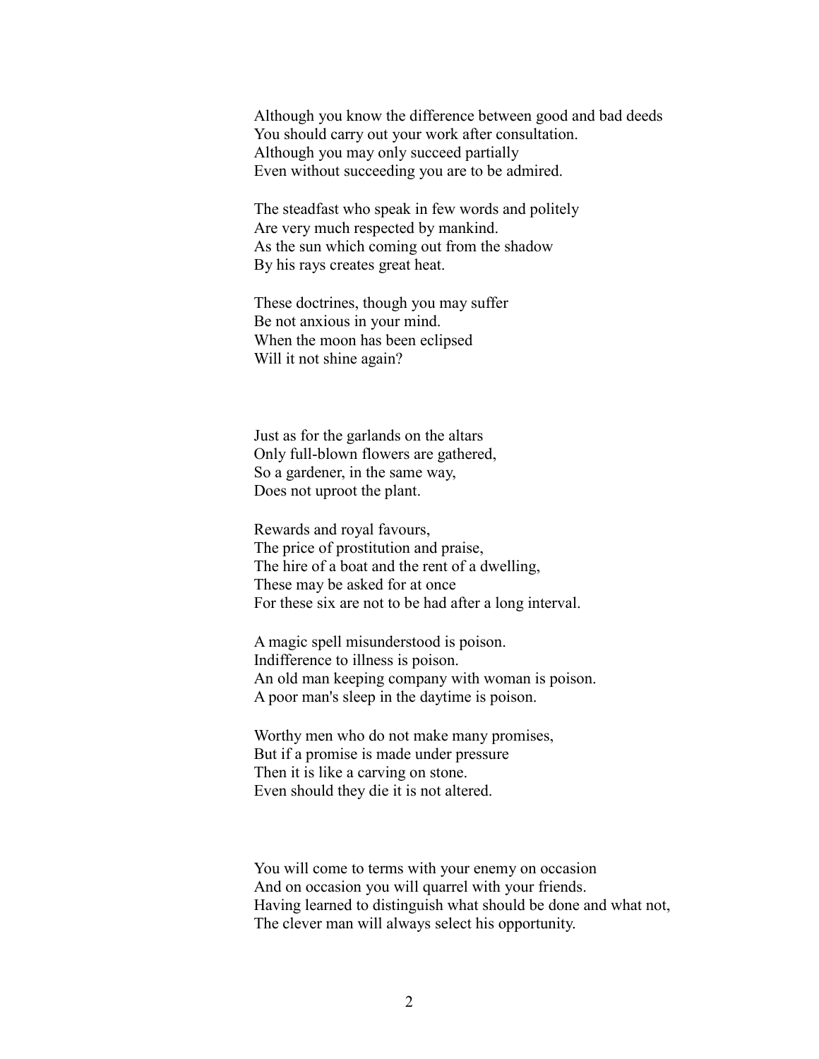Although you know the difference between good and bad deeds
You should carry out your work after consultation.
Although you may only succeed partially
Even without succeeding you are to be admired.

The steadfast who speak in few words and politely
Are very much respected by mankind.
As the sun which coming out from the shadow
By his rays creates great heat.

These doctrines, though you may suffer
Be not anxious in your mind.
When the moon has been eclipsed
Will it not shine again?

Just as for the garlands on the altars
Only full-blown flowers are gathered,
So a gardener, in the same way,
Does not uproot the plant.

Rewards and royal favours,
The price of prostitution and praise,
The hire of a boat and the rent of a dwelling,
These may be asked for at once
For these six are not to be had after a long interval.

A magic spell misunderstood is poison.
Indifference to illness is poison.
An old man keeping company with woman is poison.
A poor man's sleep in the daytime is poison.

Worthy men who do not make many promises,
But if a promise is made under pressure
Then it is like a carving on stone.
Even should they die it is not altered.

You will come to terms with your enemy on occasion
And on occasion you will quarrel with your friends.
Having learned to distinguish what should be done and what not,
The clever man will always select his opportunity.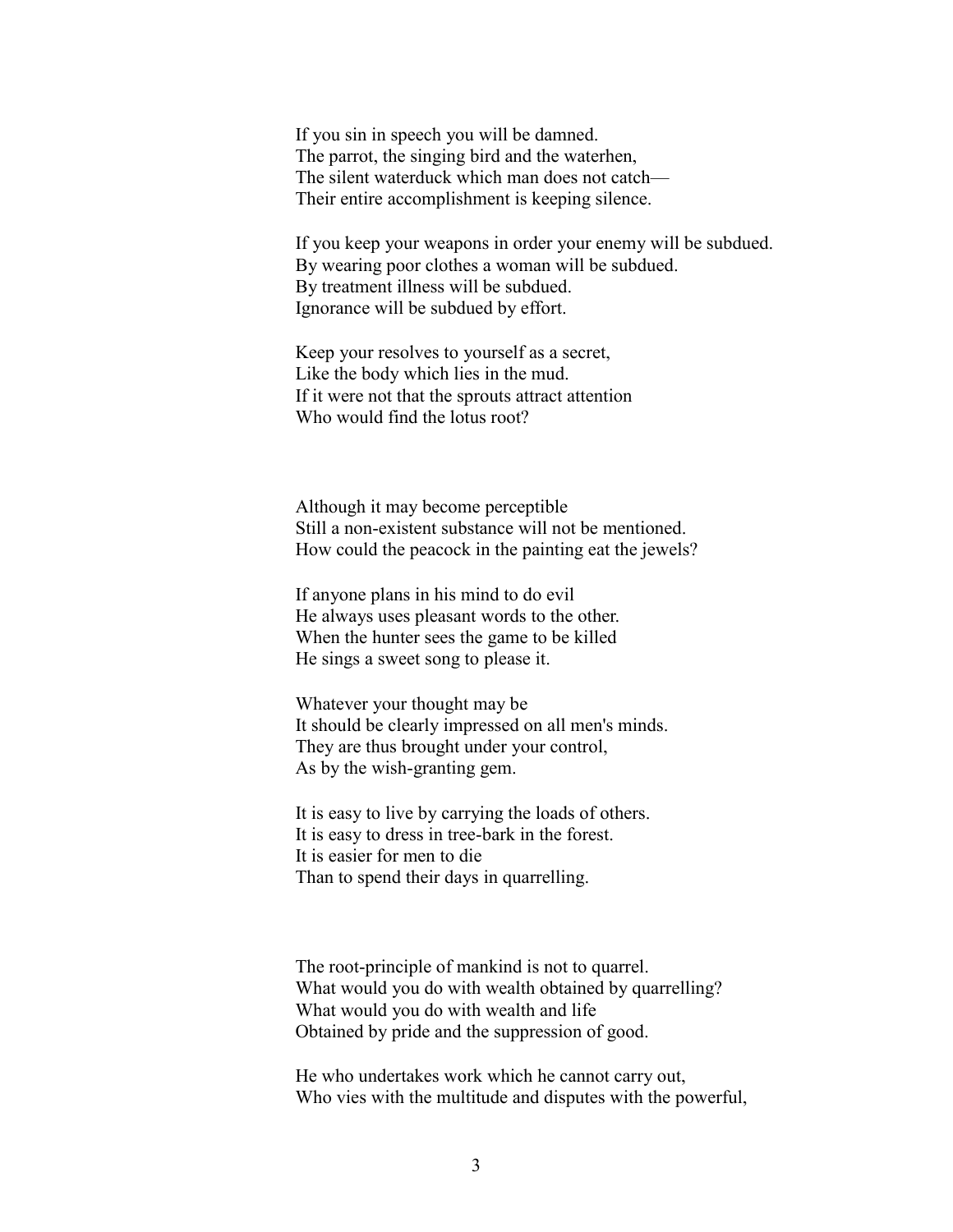If you sin in speech you will be damned.
The parrot, the singing bird and the waterhen,
The silent waterduck which man does not catch—
Their entire accomplishment is keeping silence.

If you keep your weapons in order your enemy will be subdued.
By wearing poor clothes a woman will be subdued.
By treatment illness will be subdued.
Ignorance will be subdued by effort.

Keep your resolves to yourself as a secret,
Like the body which lies in the mud.
If it were not that the sprouts attract attention
Who would find the lotus root?

Although it may become perceptible
Still a non-existent substance will not be mentioned.
How could the peacock in the painting eat the jewels?

If anyone plans in his mind to do evil
He always uses pleasant words to the other.
When the hunter sees the game to be killed
He sings a sweet song to please it.

Whatever your thought may be
It should be clearly impressed on all men's minds.
They are thus brought under your control,
As by the wish-granting gem.

It is easy to live by carrying the loads of others.
It is easy to dress in tree-bark in the forest.
It is easier for men to die
Than to spend their days in quarrelling.

The root-principle of mankind is not to quarrel.
What would you do with wealth obtained by quarrelling?
What would you do with wealth and life
Obtained by pride and the suppression of good.

He who undertakes work which he cannot carry out,
Who vies with the multitude and disputes with the powerful,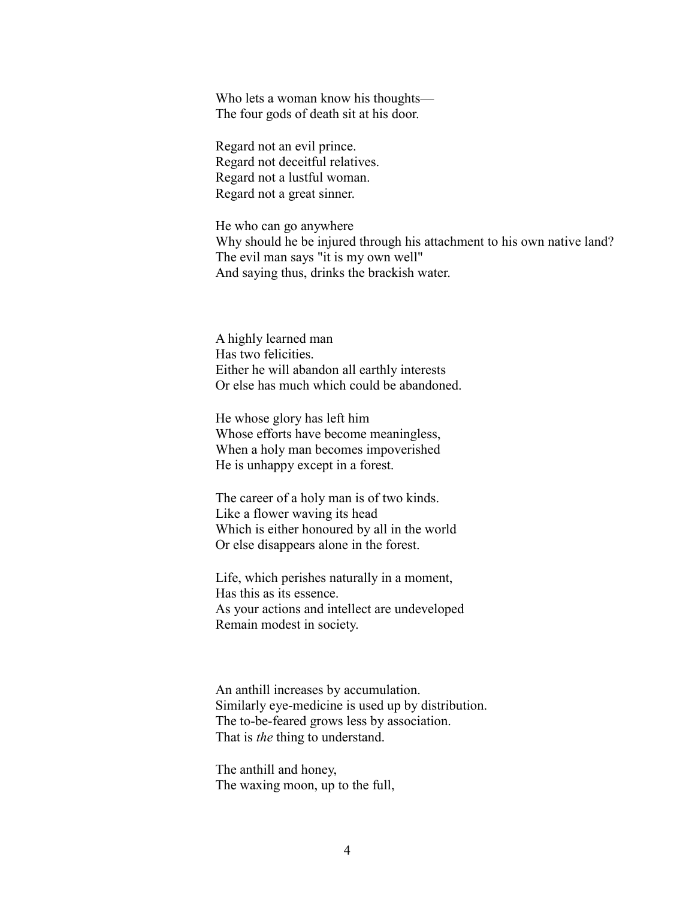Who lets a woman know his thoughts—  
The four gods of death sit at his door.

Regard not an evil prince.  
Regard not deceitful relatives.  
Regard not a lustful woman.  
Regard not a great sinner.

He who can go anywhere  
Why should he be injured through his attachment to his own native land?  
The evil man says "it is my own well"  
And saying thus, drinks the brackish water.

A highly learned man  
Has two felicities.  
Either he will abandon all earthly interests  
Or else has much which could be abandoned.

He whose glory has left him  
Whose efforts have become meaningless,  
When a holy man becomes impoverished  
He is unhappy except in a forest.

The career of a holy man is of two kinds.  
Like a flower waving its head  
Which is either honoured by all in the world  
Or else disappears alone in the forest.

Life, which perishes naturally in a moment,  
Has this as its essence.  
As your actions and intellect are undeveloped  
Remain modest in society.

An anthill increases by accumulation.  
Similarly eye-medicine is used up by distribution.  
The to-be-feared grows less by association.  
That is *the* thing to understand.

The anthill and honey,  
The waxing moon, up to the full,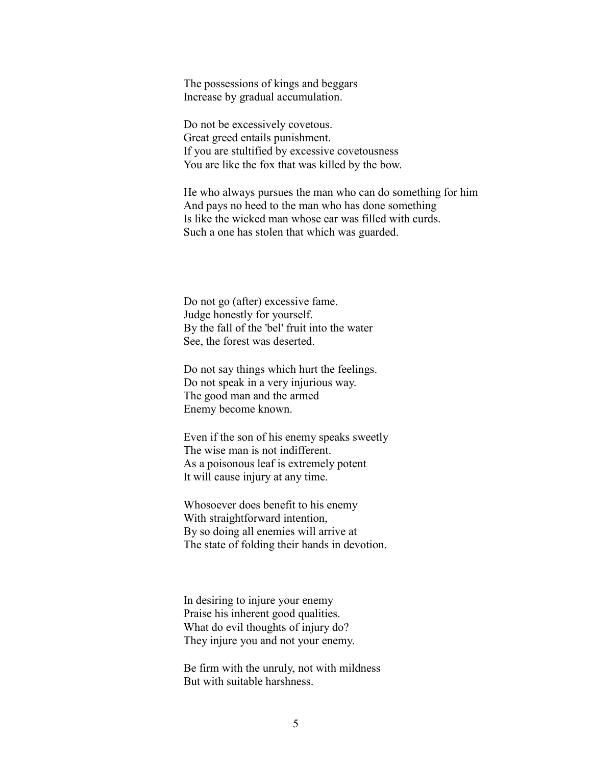The possessions of kings and beggars
Increase by gradual accumulation.

Do not be excessively covetous.
Great greed entails punishment.
If you are stultified by excessive covetousness
You are like the fox that was killed by the bow.

He who always pursues the man who can do something for him
And pays no heed to the man who has done something
Is like the wicked man whose ear was filled with curds.
Such a one has stolen that which was guarded.

Do not go (after) excessive fame.
Judge honestly for yourself.
By the fall of the 'bel' fruit into the water
See, the forest was deserted.

Do not say things which hurt the feelings.
Do not speak in a very injurious way.
The good man and the armed
Enemy become known.

Even if the son of his enemy speaks sweetly
The wise man is not indifferent.
As a poisonous leaf is extremely potent
It will cause injury at any time.

Whosoever does benefit to his enemy
With straightforward intention,
By so doing all enemies will arrive at
The state of folding their hands in devotion.

In desiring to injure your enemy
Praise his inherent good qualities.
What do evil thoughts of injury do?
They injure you and not your enemy.

Be firm with the unruly, not with mildness
But with suitable harshness.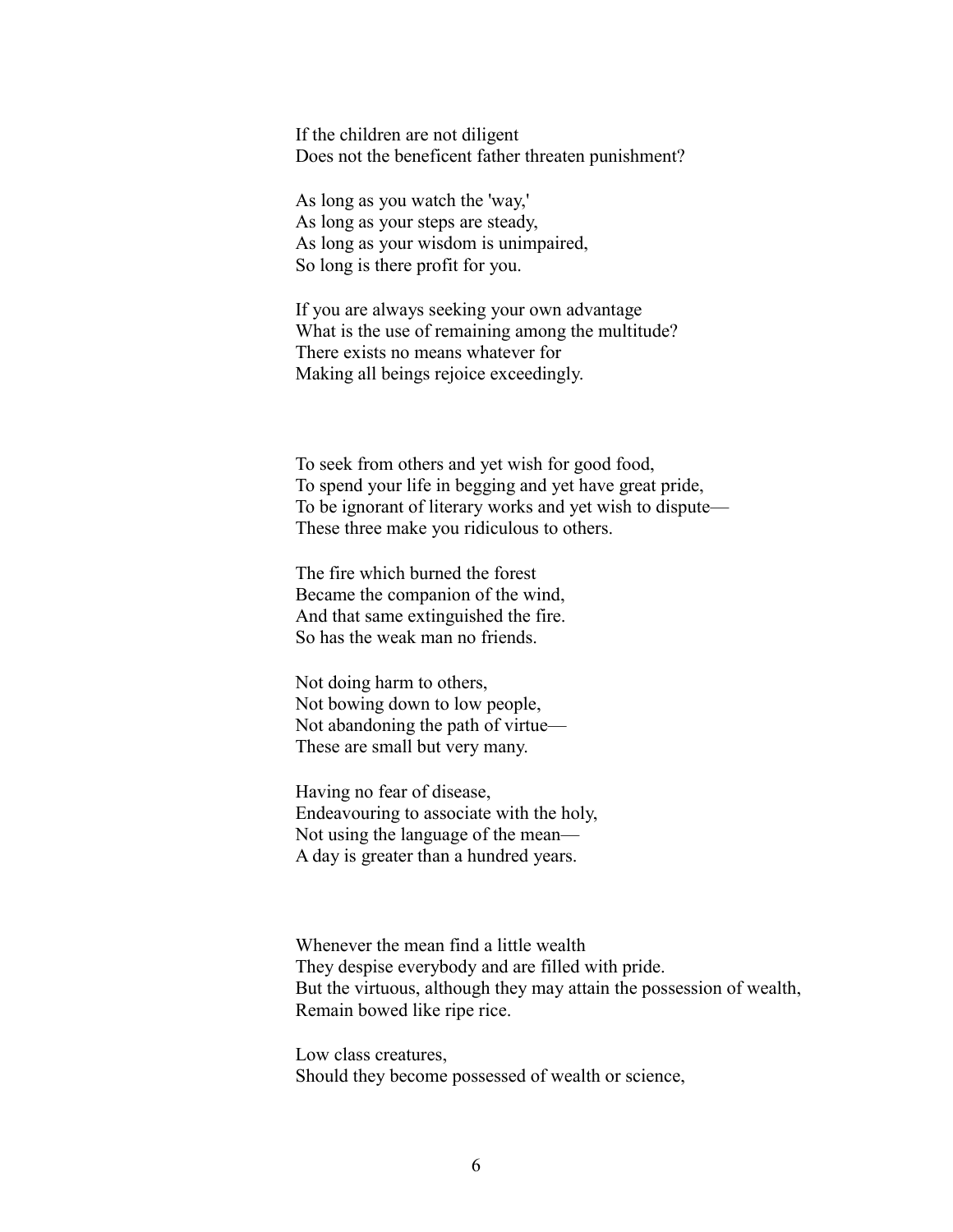If the children are not diligent
Does not the beneficent father threaten punishment?

As long as you watch the 'way,'
As long as your steps are steady,
As long as your wisdom is unimpaired,
So long is there profit for you.

If you are always seeking your own advantage
What is the use of remaining among the multitude?
There exists no means whatever for
Making all beings rejoice exceedingly.

To seek from others and yet wish for good food,
To spend your life in begging and yet have great pride,
To be ignorant of literary works and yet wish to dispute—
These three make you ridiculous to others.

The fire which burned the forest
Became the companion of the wind,
And that same extinguished the fire.
So has the weak man no friends.

Not doing harm to others,
Not bowing down to low people,
Not abandoning the path of virtue—
These are small but very many.

Having no fear of disease,
Endeavouring to associate with the holy,
Not using the language of the mean—
A day is greater than a hundred years.

Whenever the mean find a little wealth
They despise everybody and are filled with pride.
But the virtuous, although they may attain the possession of wealth,
Remain bowed like ripe rice.

Low class creatures,
Should they become possessed of wealth or science,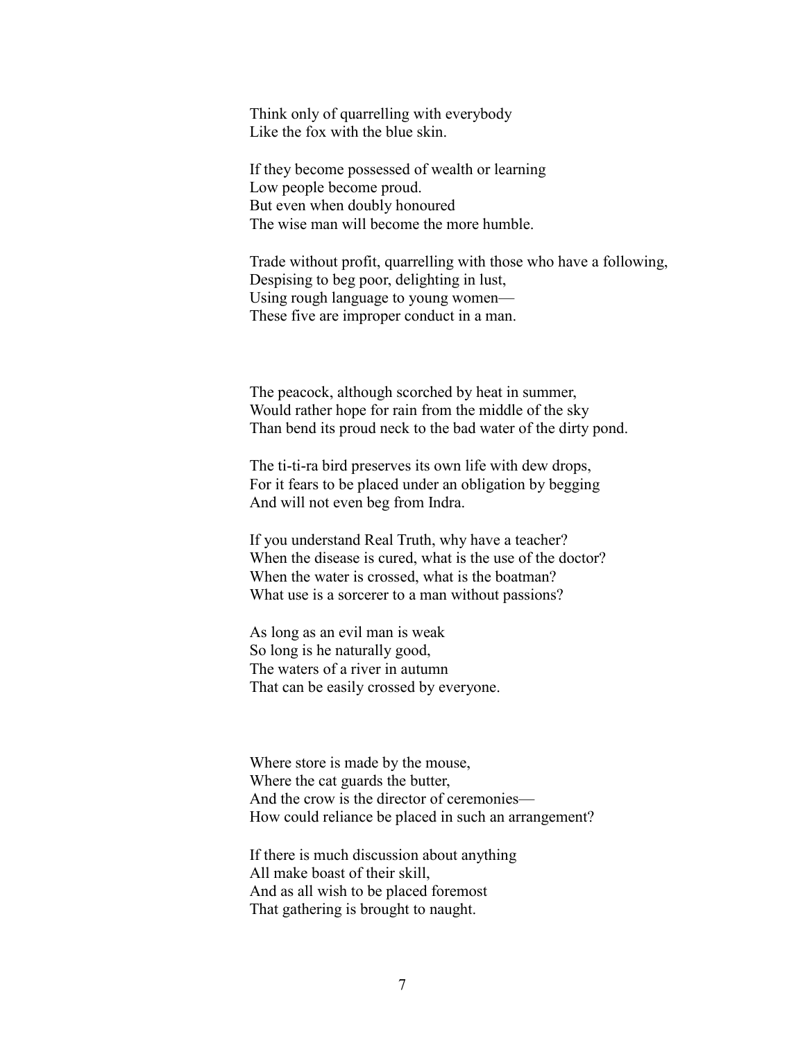Think only of quarrelling with everybody  
Like the fox with the blue skin.

If they become possessed of wealth or learning  
Low people become proud.  
But even when doubly honoured  
The wise man will become the more humble.

Trade without profit, quarrelling with those who have a following,  
Despising to beg poor, delighting in lust,  
Using rough language to young women—  
These five are improper conduct in a man.

The peacock, although scorched by heat in summer,  
Would rather hope for rain from the middle of the sky  
Than bend its proud neck to the bad water of the dirty pond.

The ti-ti-ra bird preserves its own life with dew drops,  
For it fears to be placed under an obligation by begging  
And will not even beg from Indra.

If you understand Real Truth, why have a teacher?  
When the disease is cured, what is the use of the doctor?  
When the water is crossed, what is the boatman?  
What use is a sorcerer to a man without passions?

As long as an evil man is weak  
So long is he naturally good,  
The waters of a river in autumn  
That can be easily crossed by everyone.

Where store is made by the mouse,  
Where the cat guards the butter,  
And the crow is the director of ceremonies—  
How could reliance be placed in such an arrangement?

If there is much discussion about anything  
All make boast of their skill,  
And as all wish to be placed foremost  
That gathering is brought to naught.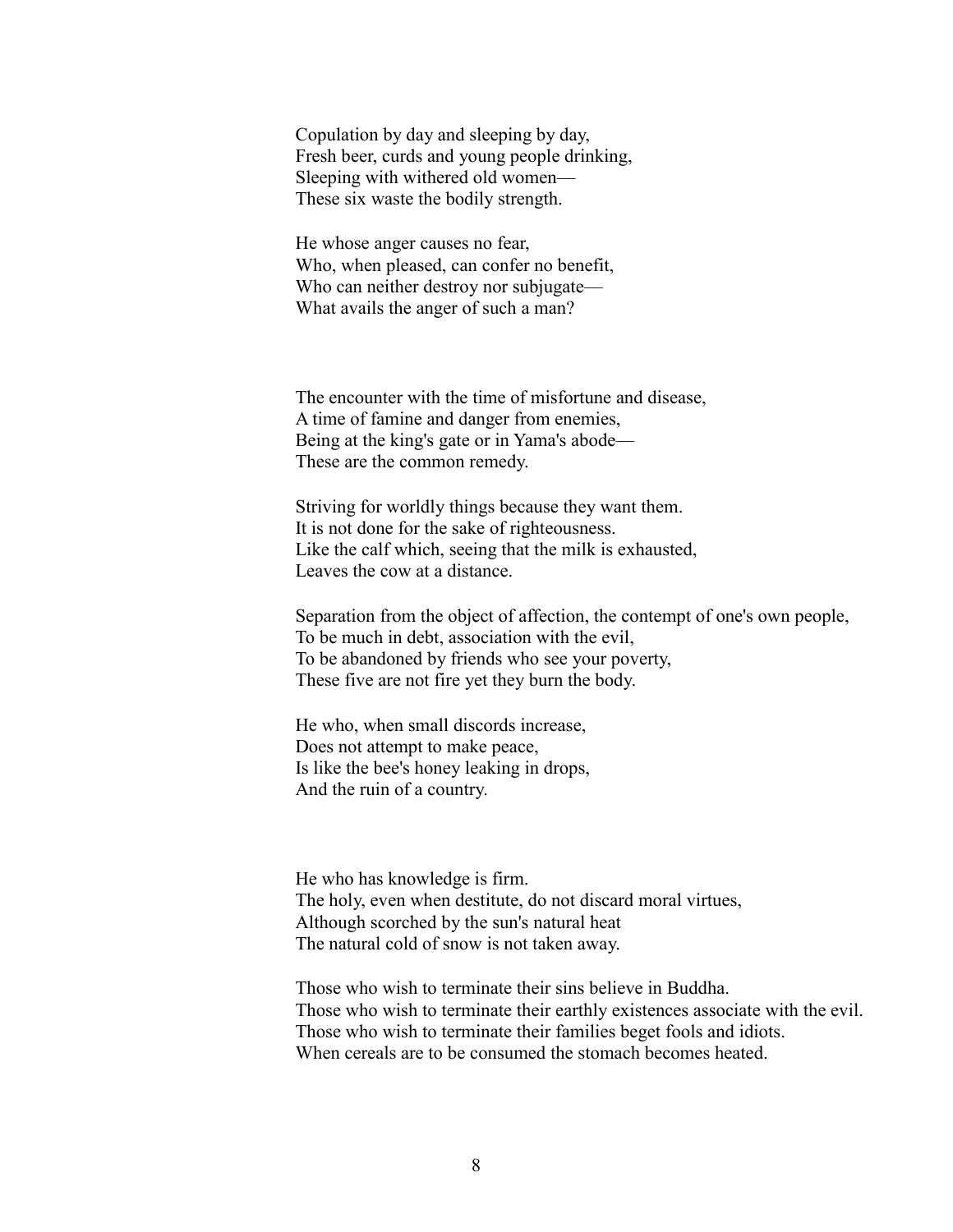Copulation by day and sleeping by day,
Fresh beer, curds and young people drinking,
Sleeping with withered old women—
These six waste the bodily strength.

He whose anger causes no fear,
Who, when pleased, can confer no benefit,
Who can neither destroy nor subjugate—
What avails the anger of such a man?

The encounter with the time of misfortune and disease,
A time of famine and danger from enemies,
Being at the king's gate or in Yama's abode—
These are the common remedy.

Striving for worldly things because they want them.
It is not done for the sake of righteousness.
Like the calf which, seeing that the milk is exhausted,
Leaves the cow at a distance.

Separation from the object of affection, the contempt of one's own people,
To be much in debt, association with the evil,
To be abandoned by friends who see your poverty,
These five are not fire yet they burn the body.

He who, when small discords increase,
Does not attempt to make peace,
Is like the bee's honey leaking in drops,
And the ruin of a country.

He who has knowledge is firm.
The holy, even when destitute, do not discard moral virtues,
Although scorched by the sun's natural heat
The natural cold of snow is not taken away.

Those who wish to terminate their sins believe in Buddha.
Those who wish to terminate their earthly existences associate with the evil.
Those who wish to terminate their families beget fools and idiots.
When cereals are to be consumed the stomach becomes heated.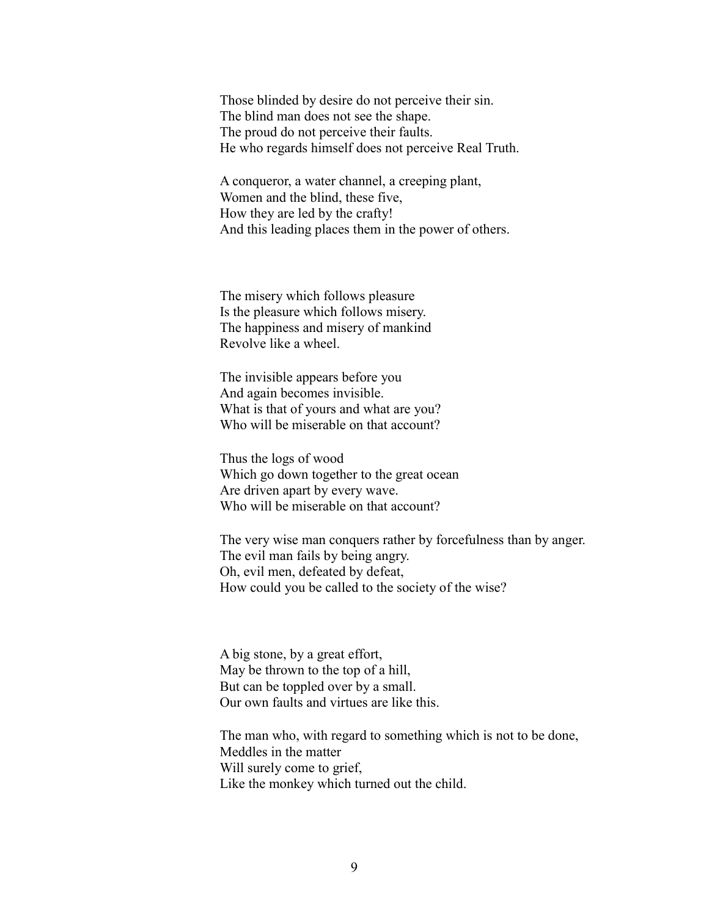Those blinded by desire do not perceive their sin.  
The blind man does not see the shape.  
The proud do not perceive their faults.  
He who regards himself does not perceive Real Truth.

A conqueror, a water channel, a creeping plant,  
Women and the blind, these five,  
How they are led by the crafty!  
And this leading places them in the power of others.

The misery which follows pleasure  
Is the pleasure which follows misery.  
The happiness and misery of mankind  
Revolve like a wheel.

The invisible appears before you  
And again becomes invisible.  
What is that of yours and what are you?  
Who will be miserable on that account?

Thus the logs of wood  
Which go down together to the great ocean  
Are driven apart by every wave.  
Who will be miserable on that account?

The very wise man conquers rather by forcefulness than by anger.  
The evil man fails by being angry.  
Oh, evil men, defeated by defeat,  
How could you be called to the society of the wise?

A big stone, by a great effort,  
May be thrown to the top of a hill,  
But can be toppled over by a small.  
Our own faults and virtues are like this.

The man who, with regard to something which is not to be done,  
Meddles in the matter  
Will surely come to grief,  
Like the monkey which turned out the child.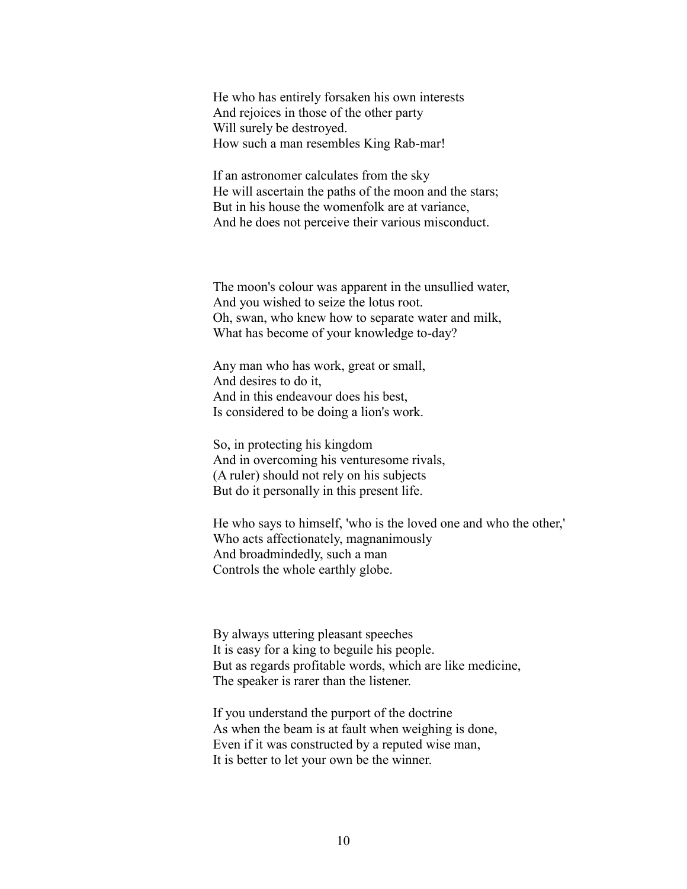He who has entirely forsaken his own interests  
And rejoices in those of the other party  
Will surely be destroyed.  
How such a man resembles King Rab-mar!

If an astronomer calculates from the sky  
He will ascertain the paths of the moon and the stars;  
But in his house the womenfolk are at variance,  
And he does not perceive their various misconduct.

The moon's colour was apparent in the unsullied water,  
And you wished to seize the lotus root.  
Oh, swan, who knew how to separate water and milk,  
What has become of your knowledge to-day?

Any man who has work, great or small,  
And desires to do it,  
And in this endeavour does his best,  
Is considered to be doing a lion's work.

So, in protecting his kingdom  
And in overcoming his venturesome rivals,  
(A ruler) should not rely on his subjects  
But do it personally in this present life.

He who says to himself, 'who is the loved one and who the other,'  
Who acts affectionately, magnanimously  
And broadmindedly, such a man  
Controls the whole earthly globe.

By always uttering pleasant speeches  
It is easy for a king to beguile his people.  
But as regards profitable words, which are like medicine,  
The speaker is rarer than the listener.

If you understand the purport of the doctrine  
As when the beam is at fault when weighing is done,  
Even if it was constructed by a reputed wise man,  
It is better to let your own be the winner.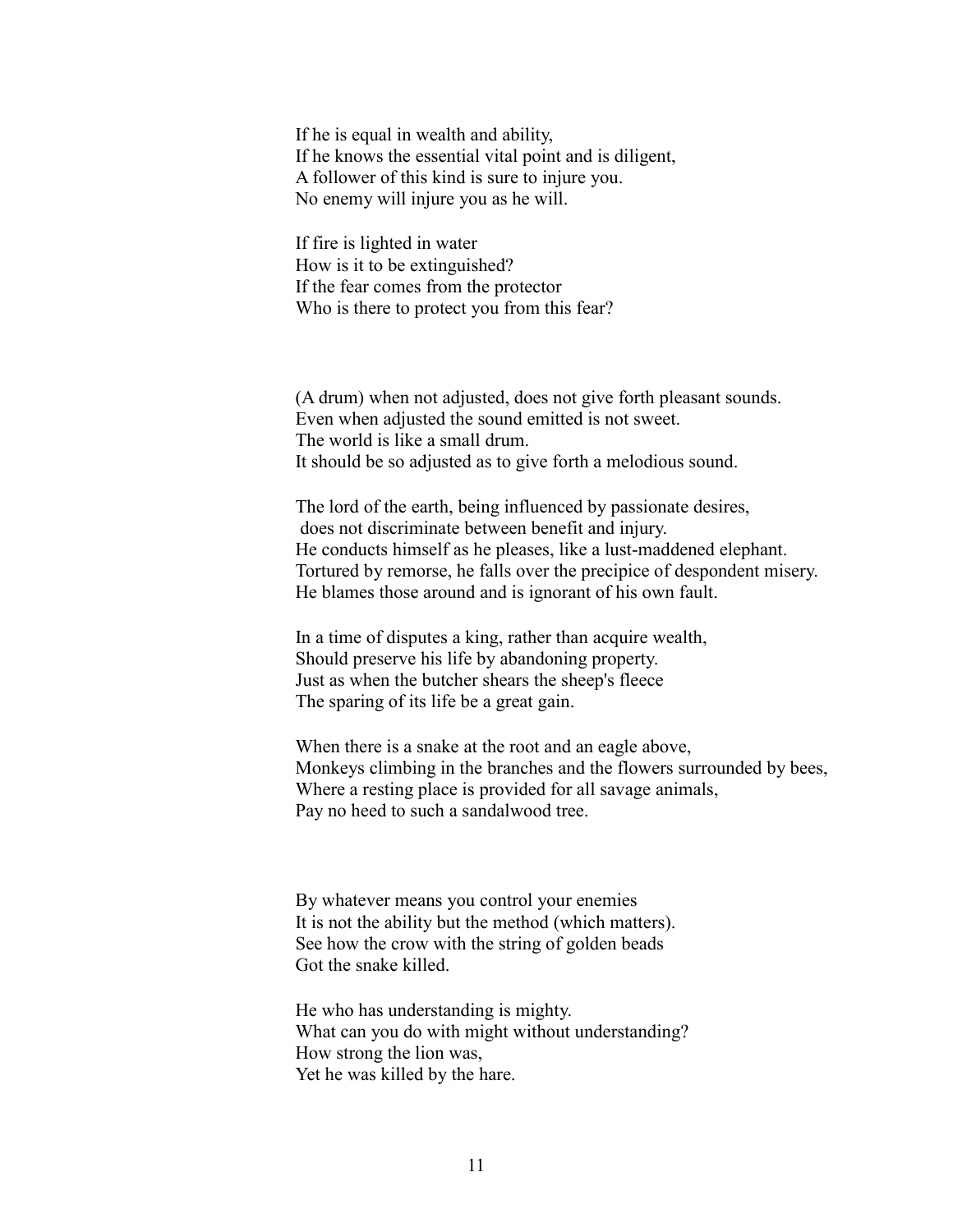If he is equal in wealth and ability,  
If he knows the essential vital point and is diligent,  
A follower of this kind is sure to injure you.  
No enemy will injure you as he will.

If fire is lighted in water  
How is it to be extinguished?  
If the fear comes from the protector  
Who is there to protect you from this fear?

(A drum) when not adjusted, does not give forth pleasant sounds.  
Even when adjusted the sound emitted is not sweet.  
The world is like a small drum.  
It should be so adjusted as to give forth a melodious sound.

The lord of the earth, being influenced by passionate desires,  
does not discriminate between benefit and injury.  
He conducts himself as he pleases, like a lust-maddened elephant.  
Tortured by remorse, he falls over the precipice of despondent misery.  
He blames those around and is ignorant of his own fault.

In a time of disputes a king, rather than acquire wealth,  
Should preserve his life by abandoning property.  
Just as when the butcher shears the sheep's fleece  
The sparing of its life be a great gain.

When there is a snake at the root and an eagle above,  
Monkeys climbing in the branches and the flowers surrounded by bees,  
Where a resting place is provided for all savage animals,  
Pay no heed to such a sandalwood tree.

By whatever means you control your enemies  
It is not the ability but the method (which matters).  
See how the crow with the string of golden beads  
Got the snake killed.

He who has understanding is mighty.  
What can you do with might without understanding?  
How strong the lion was,  
Yet he was killed by the hare.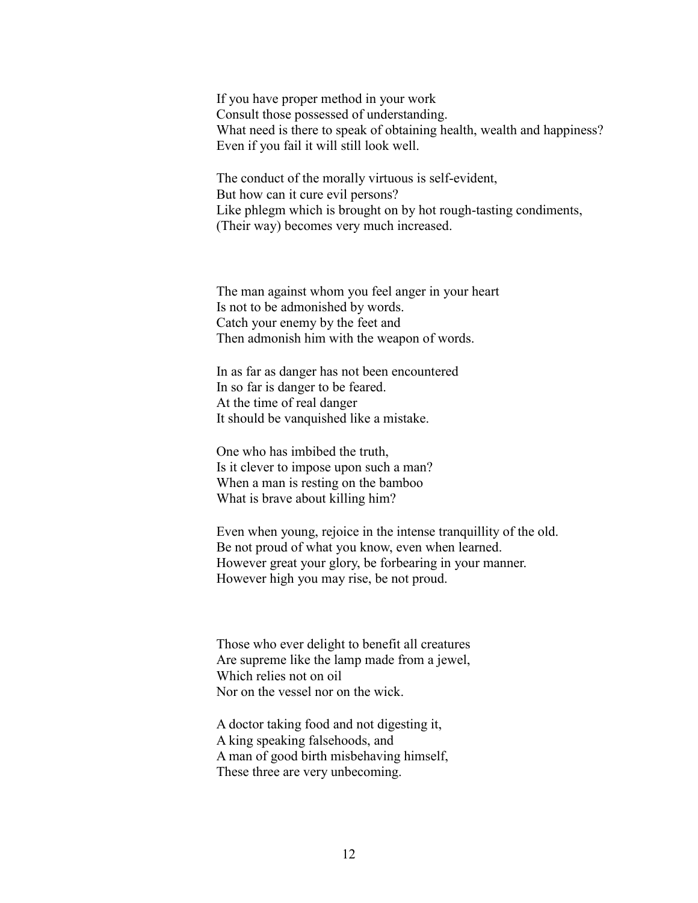If you have proper method in your work
Consult those possessed of understanding.
What need is there to speak of obtaining health, wealth and happiness?
Even if you fail it will still look well.

The conduct of the morally virtuous is self-evident,
But how can it cure evil persons?
Like phlegm which is brought on by hot rough-tasting condiments,
(Their way) becomes very much increased.

The man against whom you feel anger in your heart
Is not to be admonished by words.
Catch your enemy by the feet and
Then admonish him with the weapon of words.

In as far as danger has not been encountered
In so far is danger to be feared.
At the time of real danger
It should be vanquished like a mistake.

One who has imbibed the truth,
Is it clever to impose upon such a man?
When a man is resting on the bamboo
What is brave about killing him?

Even when young, rejoice in the intense tranquillity of the old.
Be not proud of what you know, even when learned.
However great your glory, be forbearing in your manner.
However high you may rise, be not proud.

Those who ever delight to benefit all creatures
Are supreme like the lamp made from a jewel,
Which relies not on oil
Nor on the vessel nor on the wick.

A doctor taking food and not digesting it,
A king speaking falsehoods, and
A man of good birth misbehaving himself,
These three are very unbecoming.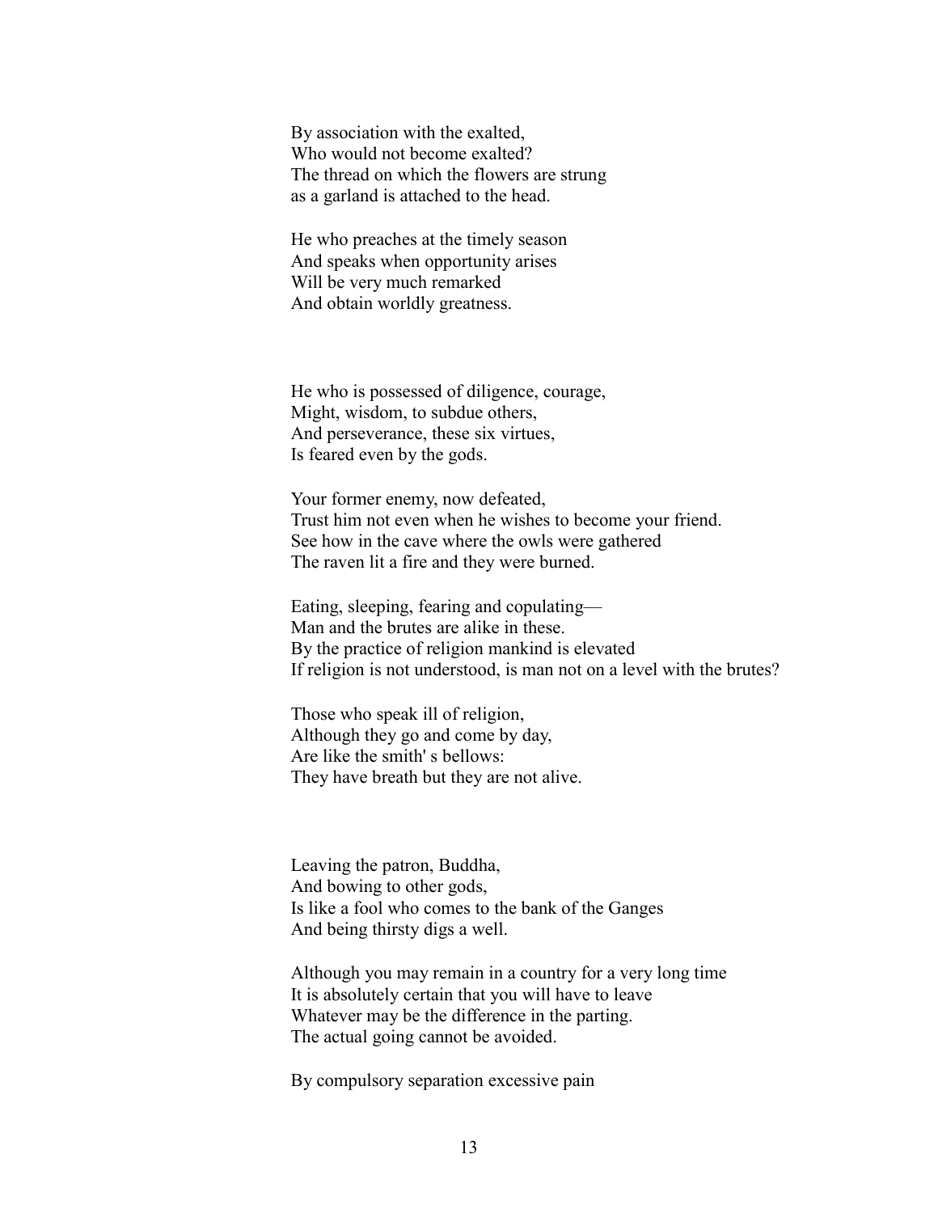By association with the exalted,  
Who would not become exalted?  
The thread on which the flowers are strung  
as a garland is attached to the head.

He who preaches at the timely season  
And speaks when opportunity arises  
Will be very much remarked  
And obtain worldly greatness.

He who is possessed of diligence, courage,  
Might, wisdom, to subdue others,  
And perseverance, these six virtues,  
Is feared even by the gods.

Your former enemy, now defeated,  
Trust him not even when he wishes to become your friend.  
See how in the cave where the owls were gathered  
The raven lit a fire and they were burned.

Eating, sleeping, fearing and copulating—  
Man and the brutes are alike in these.  
By the practice of religion mankind is elevated  
If religion is not understood, is man not on a level with the brutes?

Those who speak ill of religion,  
Although they go and come by day,  
Are like the smith' s bellows:  
They have breath but they are not alive.

Leaving the patron, Buddha,  
And bowing to other gods,  
Is like a fool who comes to the bank of the Ganges  
And being thirsty digs a well.

Although you may remain in a country for a very long time  
It is absolutely certain that you will have to leave  
Whatever may be the difference in the parting.  
The actual going cannot be avoided.

By compulsory separation excessive pain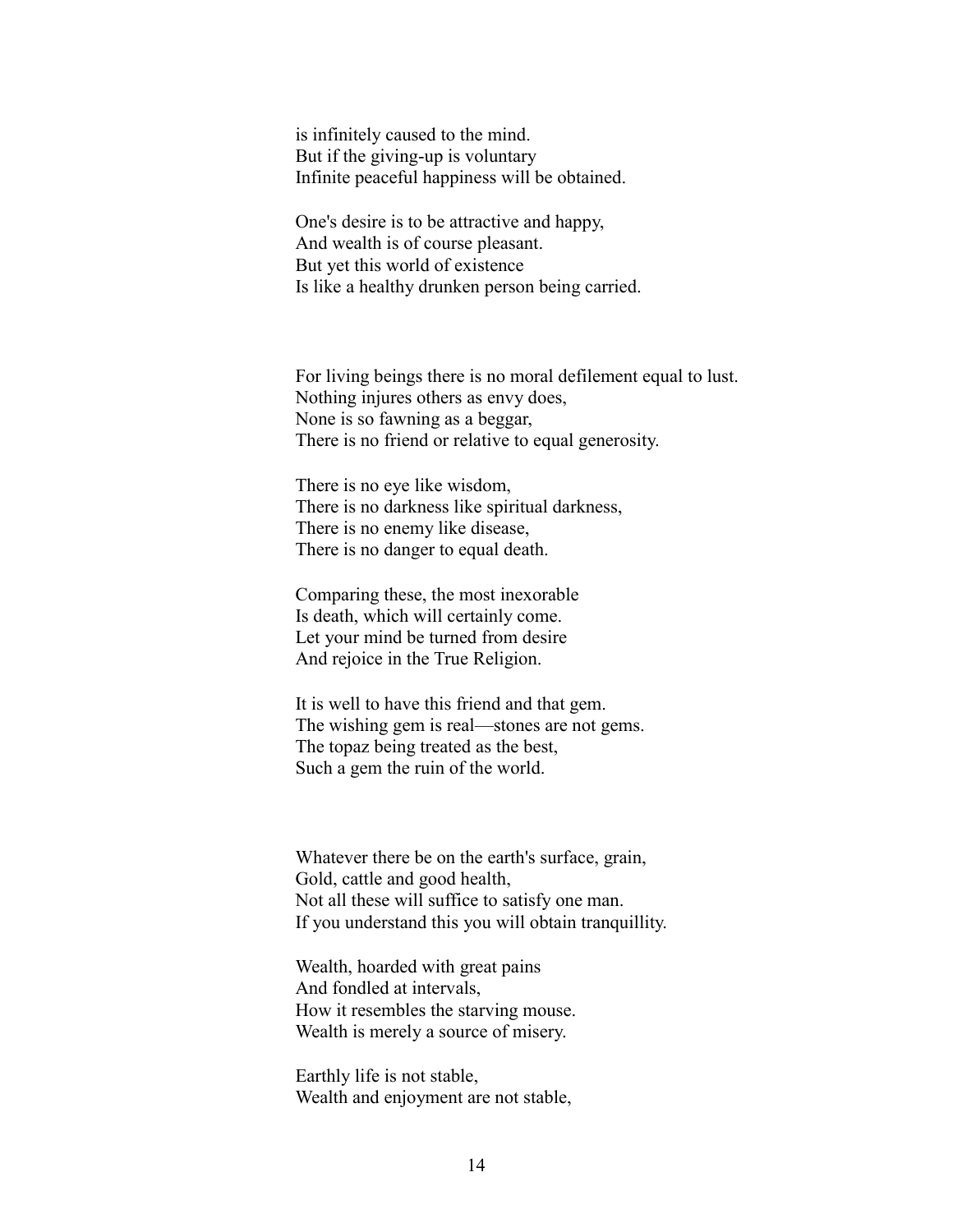is infinitely caused to the mind.
But if the giving-up is voluntary
Infinite peaceful happiness will be obtained.

One's desire is to be attractive and happy,
And wealth is of course pleasant.
But yet this world of existence
Is like a healthy drunken person being carried.

For living beings there is no moral defilement equal to lust.
Nothing injures others as envy does,
None is so fawning as a beggar,
There is no friend or relative to equal generosity.

There is no eye like wisdom,
There is no darkness like spiritual darkness,
There is no enemy like disease,
There is no danger to equal death.

Comparing these, the most inexorable
Is death, which will certainly come.
Let your mind be turned from desire
And rejoice in the True Religion.

It is well to have this friend and that gem.
The wishing gem is real—stones are not gems.
The topaz being treated as the best,
Such a gem the ruin of the world.

Whatever there be on the earth's surface, grain,
Gold, cattle and good health,
Not all these will suffice to satisfy one man.
If you understand this you will obtain tranquillity.

Wealth, hoarded with great pains
And fondled at intervals,
How it resembles the starving mouse.
Wealth is merely a source of misery.

Earthly life is not stable,
Wealth and enjoyment are not stable,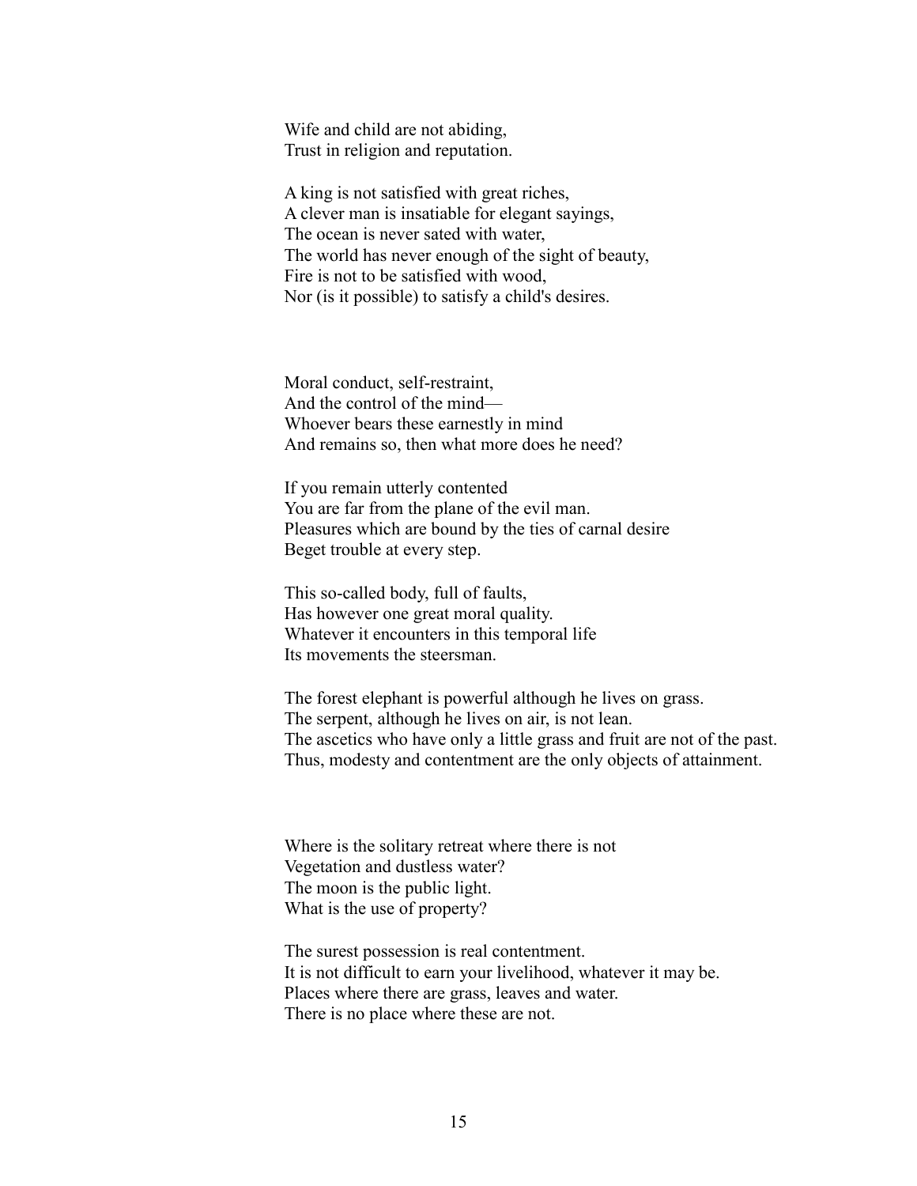Wife and child are not abiding,
Trust in religion and reputation.

A king is not satisfied with great riches,
A clever man is insatiable for elegant sayings,
The ocean is never sated with water,
The world has never enough of the sight of beauty,
Fire is not to be satisfied with wood,
Nor (is it possible) to satisfy a child's desires.

Moral conduct, self-restraint,
And the control of the mind—
Whoever bears these earnestly in mind
And remains so, then what more does he need?

If you remain utterly contented
You are far from the plane of the evil man.
Pleasures which are bound by the ties of carnal desire
Beget trouble at every step.

This so-called body, full of faults,
Has however one great moral quality.
Whatever it encounters in this temporal life
Its movements the steersman.

The forest elephant is powerful although he lives on grass.
The serpent, although he lives on air, is not lean.
The ascetics who have only a little grass and fruit are not of the past.
Thus, modesty and contentment are the only objects of attainment.

Where is the solitary retreat where there is not
Vegetation and dustless water?
The moon is the public light.
What is the use of property?

The surest possession is real contentment.
It is not difficult to earn your livelihood, whatever it may be.
Places where there are grass, leaves and water.
There is no place where these are not.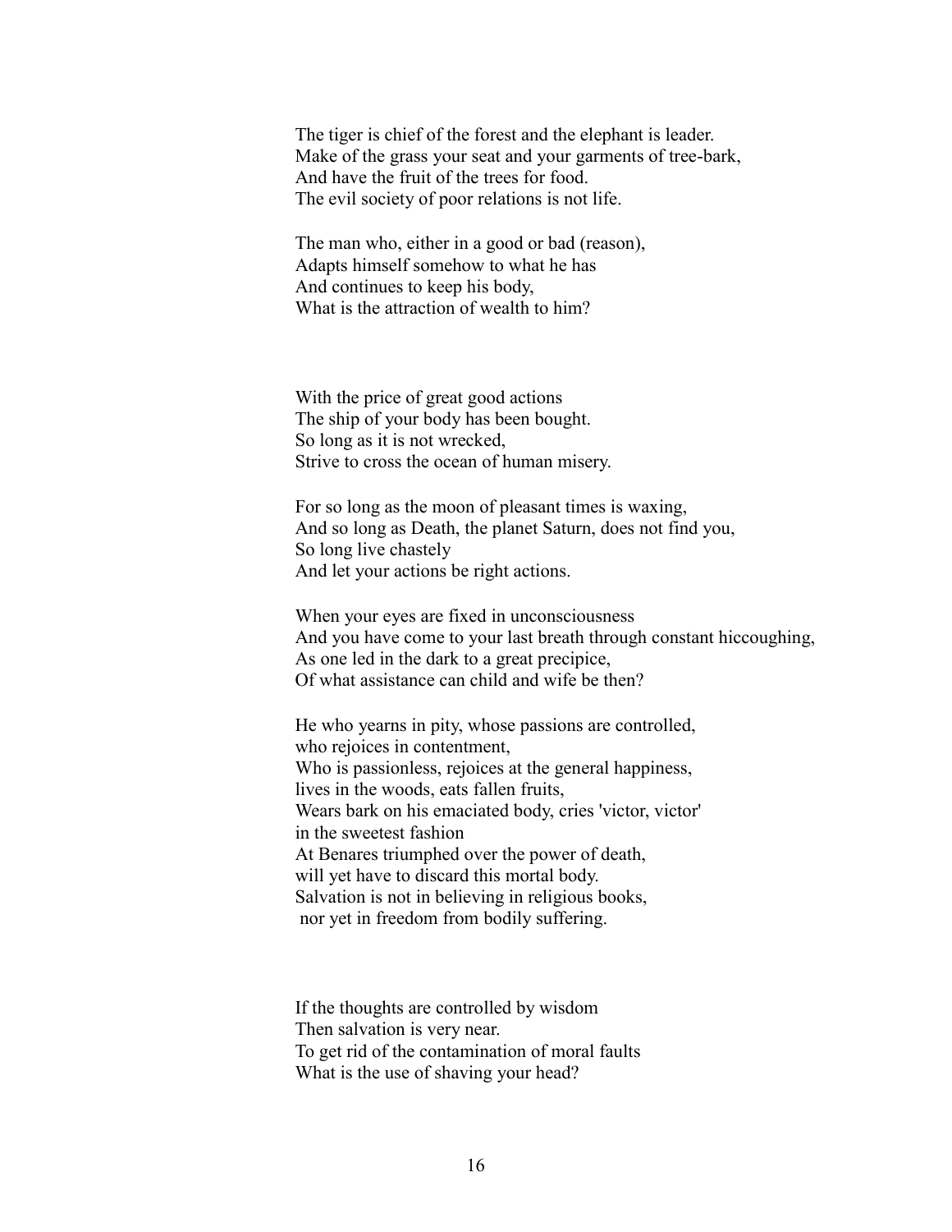The tiger is chief of the forest and the elephant is leader.
Make of the grass your seat and your garments of tree-bark,
And have the fruit of the trees for food.
The evil society of poor relations is not life.

The man who, either in a good or bad (reason),
Adapts himself somehow to what he has
And continues to keep his body,
What is the attraction of wealth to him?

With the price of great good actions
The ship of your body has been bought.
So long as it is not wrecked,
Strive to cross the ocean of human misery.

For so long as the moon of pleasant times is waxing,
And so long as Death, the planet Saturn, does not find you,
So long live chastely
And let your actions be right actions.

When your eyes are fixed in unconsciousness
And you have come to your last breath through constant hiccoughing,
As one led in the dark to a great precipice,
Of what assistance can child and wife be then?

He who yearns in pity, whose passions are controlled,
who rejoices in contentment,
Who is passionless, rejoices at the general happiness,
lives in the woods, eats fallen fruits,
Wears bark on his emaciated body, cries 'victor, victor'
in the sweetest fashion
At Benares triumphed over the power of death,
will yet have to discard this mortal body.
Salvation is not in believing in religious books,
nor yet in freedom from bodily suffering.

If the thoughts are controlled by wisdom
Then salvation is very near.
To get rid of the contamination of moral faults
What is the use of shaving your head?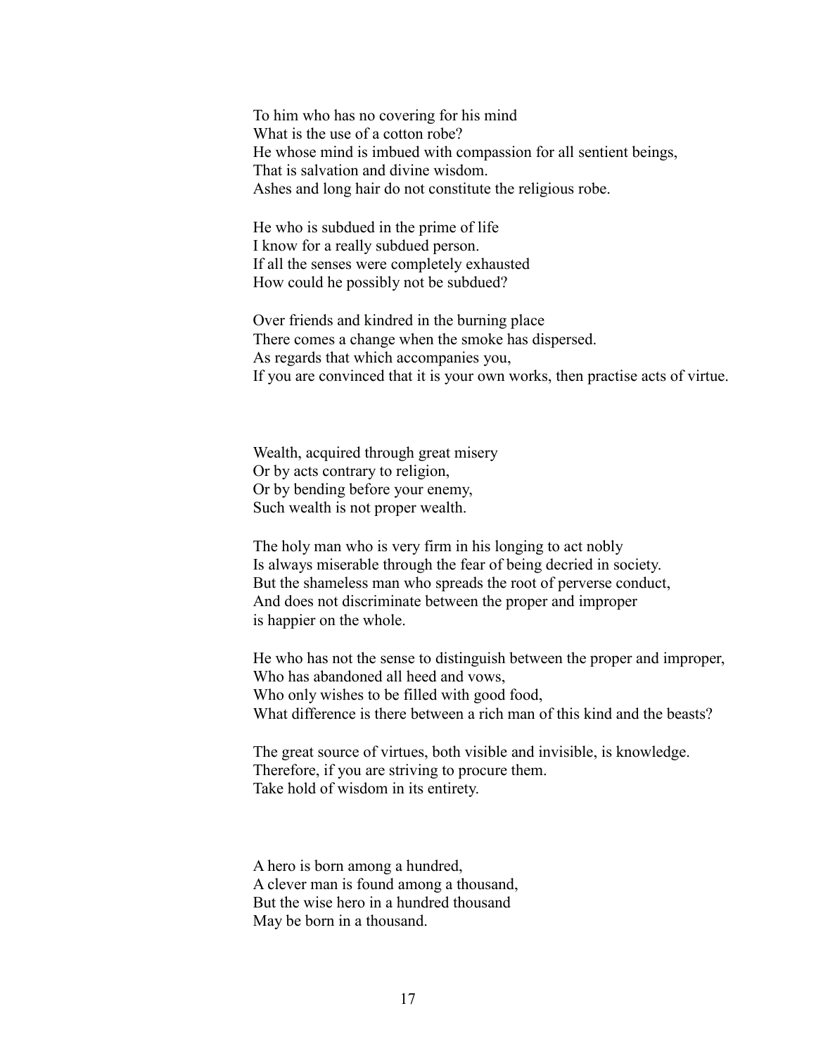To him who has no covering for his mind
What is the use of a cotton robe?
He whose mind is imbued with compassion for all sentient beings,
That is salvation and divine wisdom.
Ashes and long hair do not constitute the religious robe.

He who is subdued in the prime of life
I know for a really subdued person.
If all the senses were completely exhausted
How could he possibly not be subdued?

Over friends and kindred in the burning place
There comes a change when the smoke has dispersed.
As regards that which accompanies you,
If you are convinced that it is your own works, then practise acts of virtue.

Wealth, acquired through great misery
Or by acts contrary to religion,
Or by bending before your enemy,
Such wealth is not proper wealth.

The holy man who is very firm in his longing to act nobly
Is always miserable through the fear of being decried in society.
But the shameless man who spreads the root of perverse conduct,
And does not discriminate between the proper and improper
is happier on the whole.

He who has not the sense to distinguish between the proper and improper,
Who has abandoned all heed and vows,
Who only wishes to be filled with good food,
What difference is there between a rich man of this kind and the beasts?

The great source of virtues, both visible and invisible, is knowledge.
Therefore, if you are striving to procure them.
Take hold of wisdom in its entirety.

A hero is born among a hundred,
A clever man is found among a thousand,
But the wise hero in a hundred thousand
May be born in a thousand.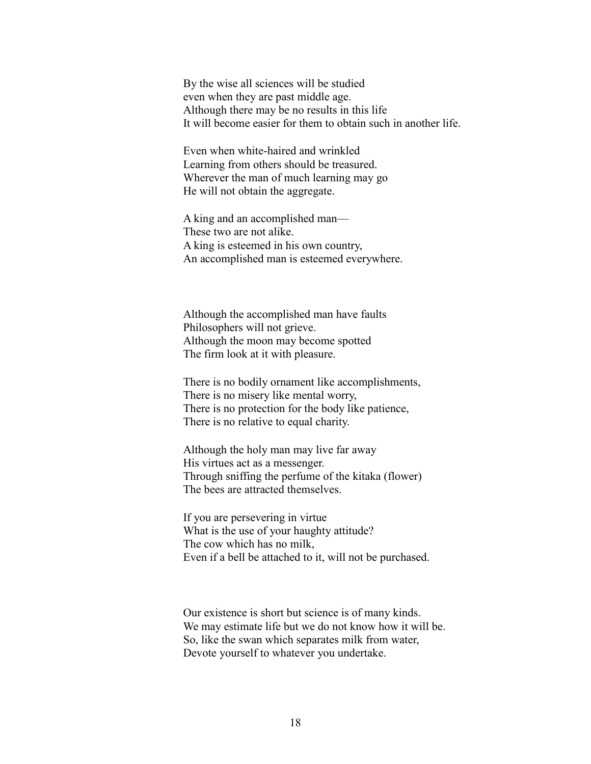By the wise all sciences will be studied
even when they are past middle age.
Although there may be no results in this life
It will become easier for them to obtain such in another life.

Even when white-haired and wrinkled
Learning from others should be treasured.
Wherever the man of much learning may go
He will not obtain the aggregate.

A king and an accomplished man—
These two are not alike.
A king is esteemed in his own country,
An accomplished man is esteemed everywhere.

Although the accomplished man have faults
Philosophers will not grieve.
Although the moon may become spotted
The firm look at it with pleasure.

There is no bodily ornament like accomplishments,
There is no misery like mental worry,
There is no protection for the body like patience,
There is no relative to equal charity.

Although the holy man may live far away
His virtues act as a messenger.
Through sniffing the perfume of the kitaka (flower)
The bees are attracted themselves.

If you are persevering in virtue
What is the use of your haughty attitude?
The cow which has no milk,
Even if a bell be attached to it, will not be purchased.

Our existence is short but science is of many kinds.
We may estimate life but we do not know how it will be.
So, like the swan which separates milk from water,
Devote yourself to whatever you undertake.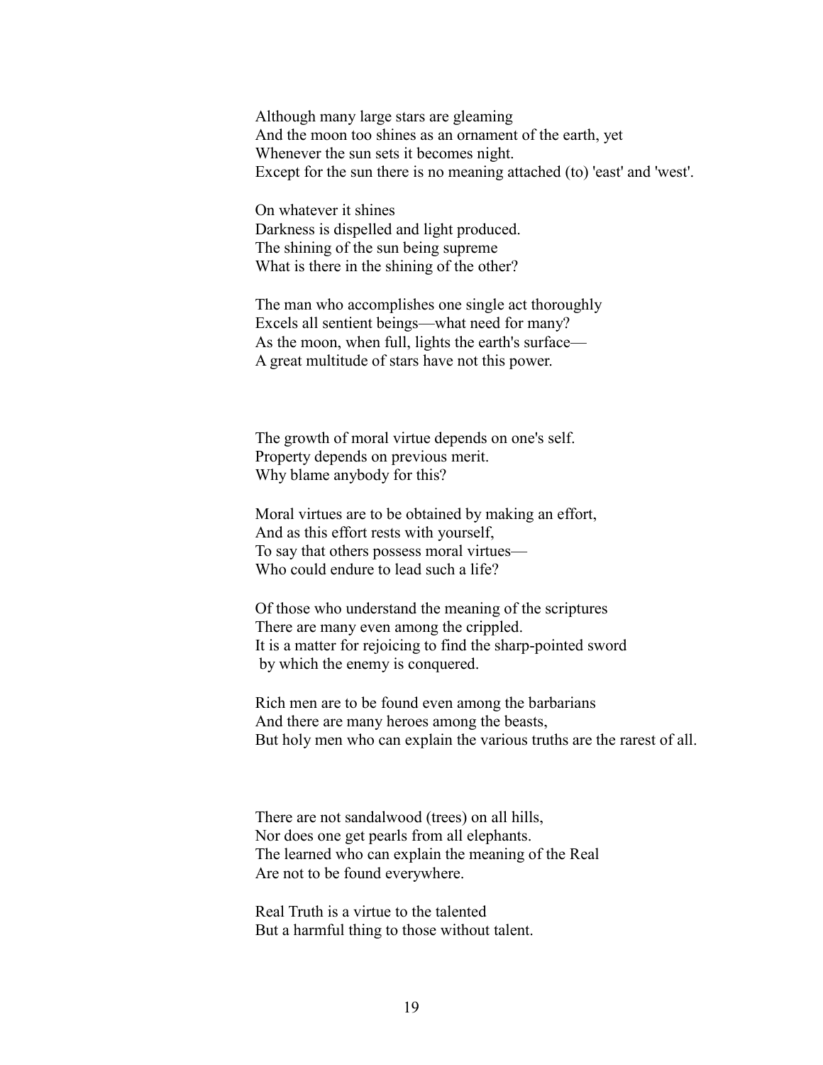Although many large stars are gleaming  
And the moon too shines as an ornament of the earth, yet  
Whenever the sun sets it becomes night.  
Except for the sun there is no meaning attached (to) 'east' and 'west'.

On whatever it shines  
Darkness is dispelled and light produced.  
The shining of the sun being supreme  
What is there in the shining of the other?

The man who accomplishes one single act thoroughly  
Excels all sentient beings—what need for many?  
As the moon, when full, lights the earth's surface—  
A great multitude of stars have not this power.

The growth of moral virtue depends on one's self.  
Property depends on previous merit.  
Why blame anybody for this?

Moral virtues are to be obtained by making an effort,  
And as this effort rests with yourself,  
To say that others possess moral virtues—  
Who could endure to lead such a life?

Of those who understand the meaning of the scriptures  
There are many even among the crippled.  
It is a matter for rejoicing to find the sharp-pointed sword  
by which the enemy is conquered.

Rich men are to be found even among the barbarians  
And there are many heroes among the beasts,  
But holy men who can explain the various truths are the rarest of all.

There are not sandalwood (trees) on all hills,  
Nor does one get pearls from all elephants.  
The learned who can explain the meaning of the Real  
Are not to be found everywhere.

Real Truth is a virtue to the talented  
But a harmful thing to those without talent.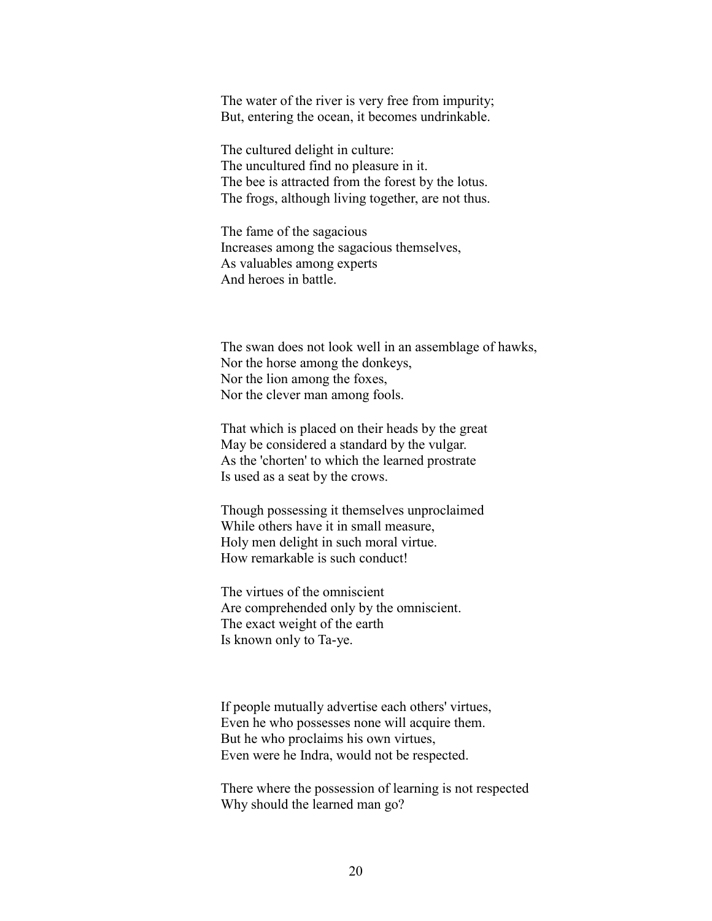The water of the river is very free from impurity;
But, entering the ocean, it becomes undrinkable.

The cultured delight in culture:
The uncultured find no pleasure in it.
The bee is attracted from the forest by the lotus.
The frogs, although living together, are not thus.

The fame of the sagacious
Increases among the sagacious themselves,
As valuables among experts
And heroes in battle.

The swan does not look well in an assemblage of hawks,
Nor the horse among the donkeys,
Nor the lion among the foxes,
Nor the clever man among fools.

That which is placed on their heads by the great
May be considered a standard by the vulgar.
As the 'chorten' to which the learned prostrate
Is used as a seat by the crows.

Though possessing it themselves unproclaimed
While others have it in small measure,
Holy men delight in such moral virtue.
How remarkable is such conduct!

The virtues of the omniscient
Are comprehended only by the omniscient.
The exact weight of the earth
Is known only to Ta-ye.

If people mutually advertise each others' virtues,
Even he who possesses none will acquire them.
But he who proclaims his own virtues,
Even were he Indra, would not be respected.

There where the possession of learning is not respected
Why should the learned man go?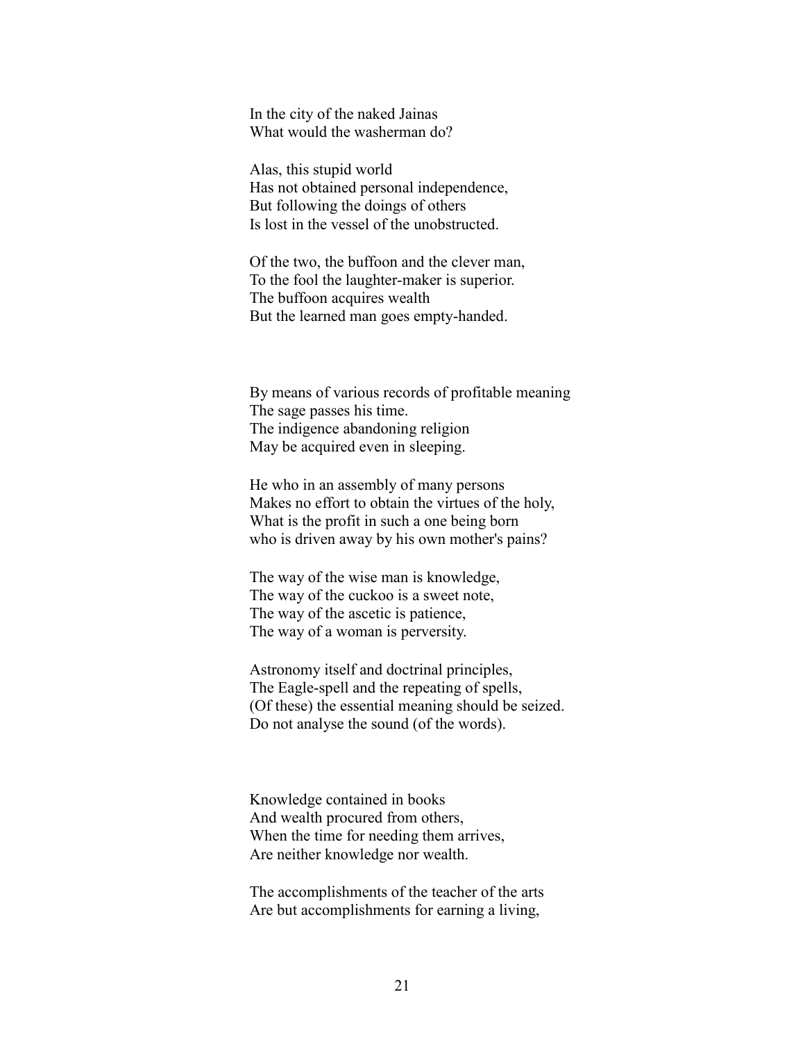In the city of the naked Jainas
What would the washerman do?

Alas, this stupid world
Has not obtained personal independence,
But following the doings of others
Is lost in the vessel of the unobstructed.

Of the two, the buffoon and the clever man,
To the fool the laughter-maker is superior.
The buffoon acquires wealth
But the learned man goes empty-handed.

By means of various records of profitable meaning
The sage passes his time.
The indigence abandoning religion
May be acquired even in sleeping.

He who in an assembly of many persons
Makes no effort to obtain the virtues of the holy,
What is the profit in such a one being born
who is driven away by his own mother's pains?

The way of the wise man is knowledge,
The way of the cuckoo is a sweet note,
The way of the ascetic is patience,
The way of a woman is perversity.

Astronomy itself and doctrinal principles,
The Eagle-spell and the repeating of spells,
(Of these) the essential meaning should be seized.
Do not analyse the sound (of the words).

Knowledge contained in books
And wealth procured from others,
When the time for needing them arrives,
Are neither knowledge nor wealth.

The accomplishments of the teacher of the arts
Are but accomplishments for earning a living,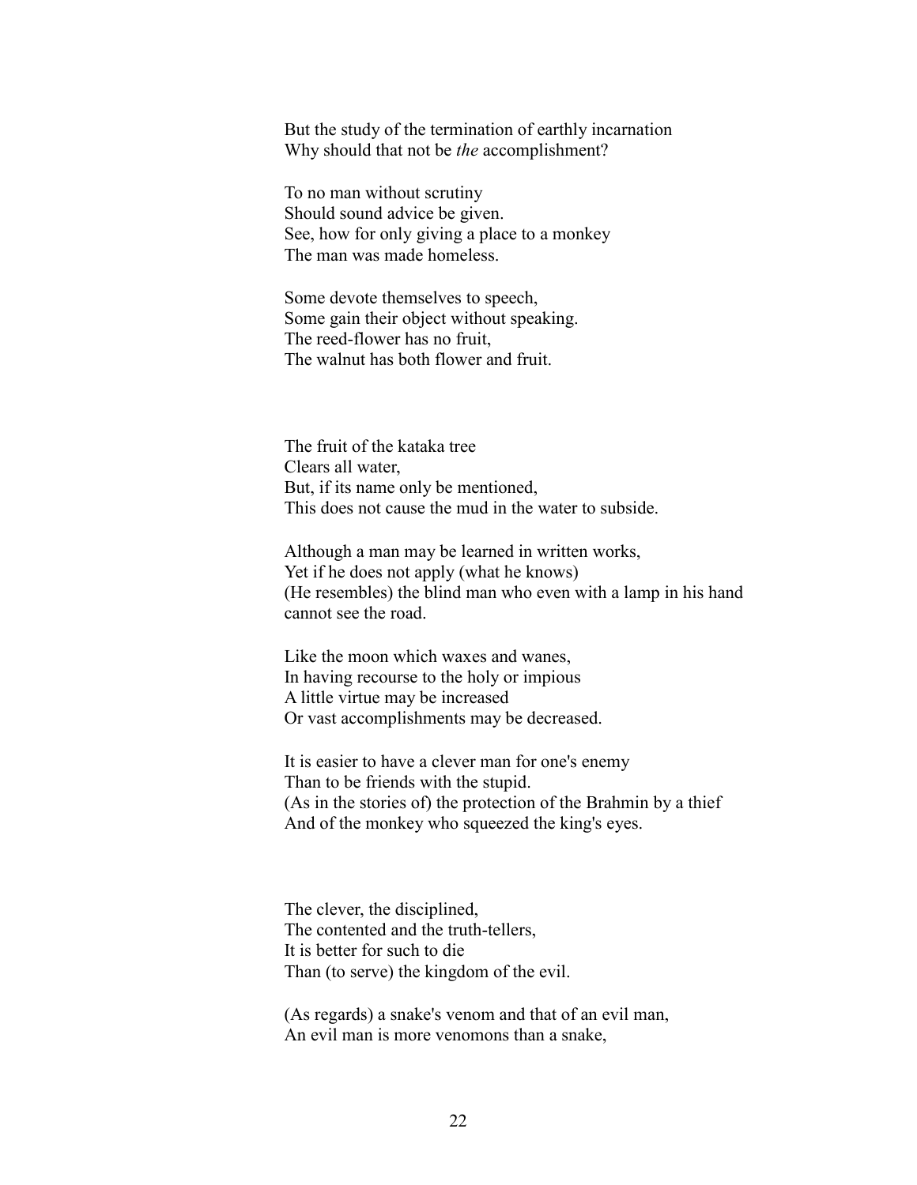But the study of the termination of earthly incarnation
Why should that not be *the* accomplishment?

To no man without scrutiny
Should sound advice be given.
See, how for only giving a place to a monkey
The man was made homeless.

Some devote themselves to speech,
Some gain their object without speaking.
The reed-flower has no fruit,
The walnut has both flower and fruit.

The fruit of the kataka tree
Clears all water,
But, if its name only be mentioned,
This does not cause the mud in the water to subside.

Although a man may be learned in written works,
Yet if he does not apply (what he knows)
(He resembles) the blind man who even with a lamp in his hand
cannot see the road.

Like the moon which waxes and wanes,
In having recourse to the holy or impious
A little virtue may be increased
Or vast accomplishments may be decreased.

It is easier to have a clever man for one's enemy
Than to be friends with the stupid.
(As in the stories of) the protection of the Brahmin by a thief
And of the monkey who squeezed the king's eyes.

The clever, the disciplined,
The contented and the truth-tellers,
It is better for such to die
Than (to serve) the kingdom of the evil.

(As regards) a snake's venom and that of an evil man,
An evil man is more venomons than a snake,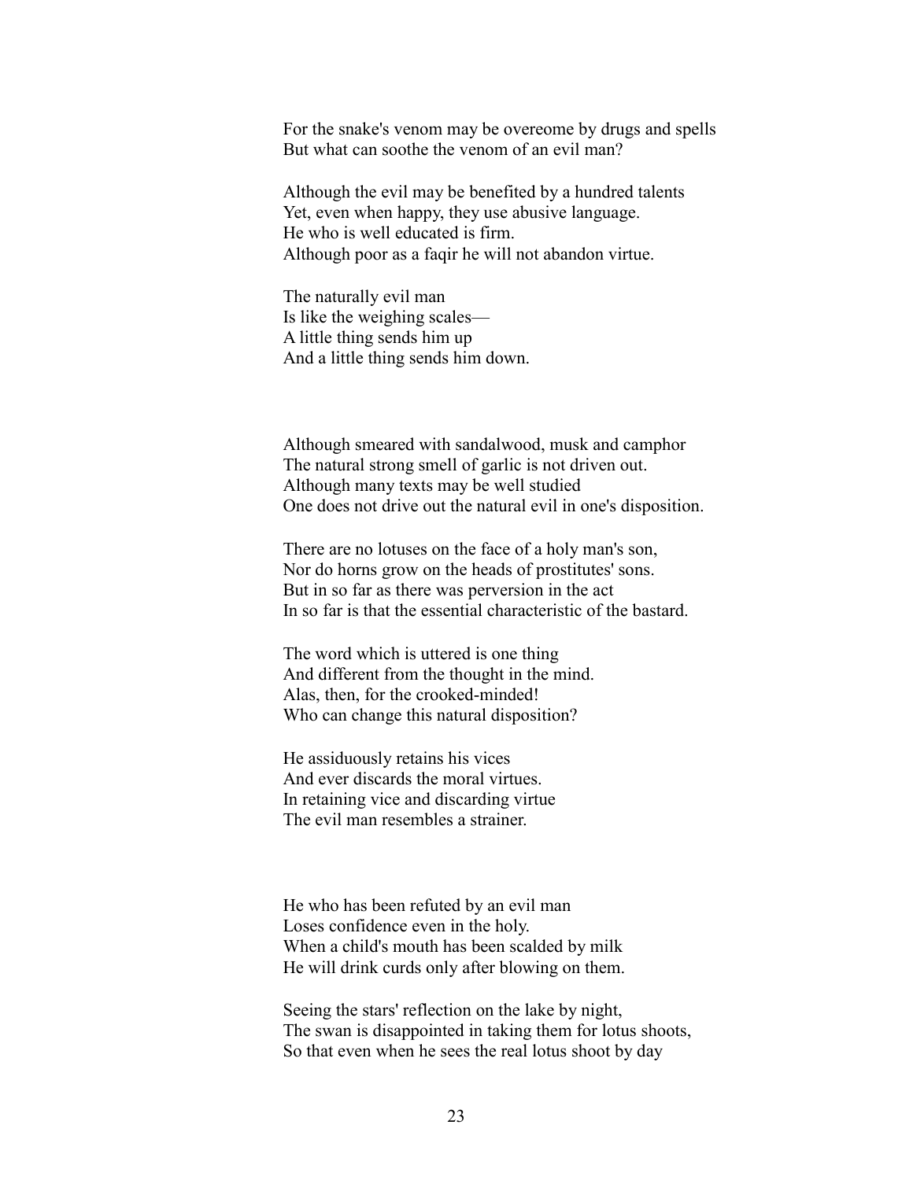For the snake's venom may be overcome by drugs and spells
But what can soothe the venom of an evil man?

Although the evil may be benefited by a hundred talents
Yet, even when happy, they use abusive language.
He who is well educated is firm.
Although poor as a faqir he will not abandon virtue.

The naturally evil man
Is like the weighing scales—
A little thing sends him up
And a little thing sends him down.

Although smeared with sandalwood, musk and camphor
The natural strong smell of garlic is not driven out.
Although many texts may be well studied
One does not drive out the natural evil in one's disposition.

There are no lotuses on the face of a holy man's son,
Nor do horns grow on the heads of prostitutes' sons.
But in so far as there was perversion in the act
In so far is that the essential characteristic of the bastard.

The word which is uttered is one thing
And different from the thought in the mind.
Alas, then, for the crooked-minded!
Who can change this natural disposition?

He assiduously retains his vices
And ever discards the moral virtues.
In retaining vice and discarding virtue
The evil man resembles a strainer.

He who has been refuted by an evil man
Loses confidence even in the holy.
When a child's mouth has been scalded by milk
He will drink curds only after blowing on them.

Seeing the stars' reflection on the lake by night,
The swan is disappointed in taking them for lotus shoots,
So that even when he sees the real lotus shoot by day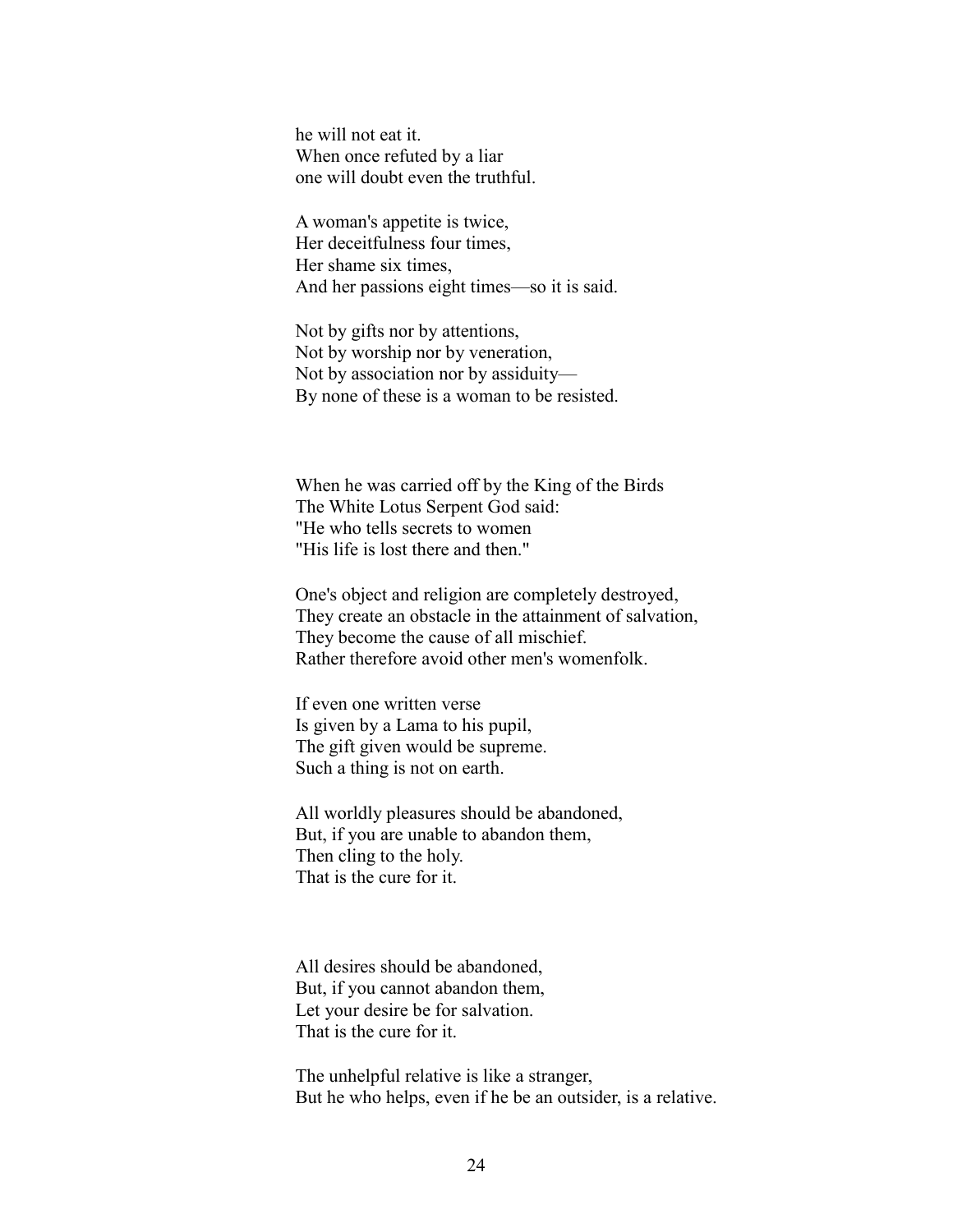he will not eat it.  
When once refuted by a liar  
one will doubt even the truthful.

A woman's appetite is twice,  
Her deceitfulness four times,  
Her shame six times,  
And her passions eight times—so it is said.

Not by gifts nor by attentions,  
Not by worship nor by veneration,  
Not by association nor by assiduity—  
By none of these is a woman to be resisted.

When he was carried off by the King of the Birds  
The White Lotus Serpent God said:  
"He who tells secrets to women  
"His life is lost there and then."

One's object and religion are completely destroyed,  
They create an obstacle in the attainment of salvation,  
They become the cause of all mischief.  
Rather therefore avoid other men's womenfolk.

If even one written verse  
Is given by a Lama to his pupil,  
The gift given would be supreme.  
Such a thing is not on earth.

All worldly pleasures should be abandoned,  
But, if you are unable to abandon them,  
Then cling to the holy.  
That is the cure for it.

All desires should be abandoned,  
But, if you cannot abandon them,  
Let your desire be for salvation.  
That is the cure for it.

The unhelpful relative is like a stranger,  
But he who helps, even if he be an outsider, is a relative.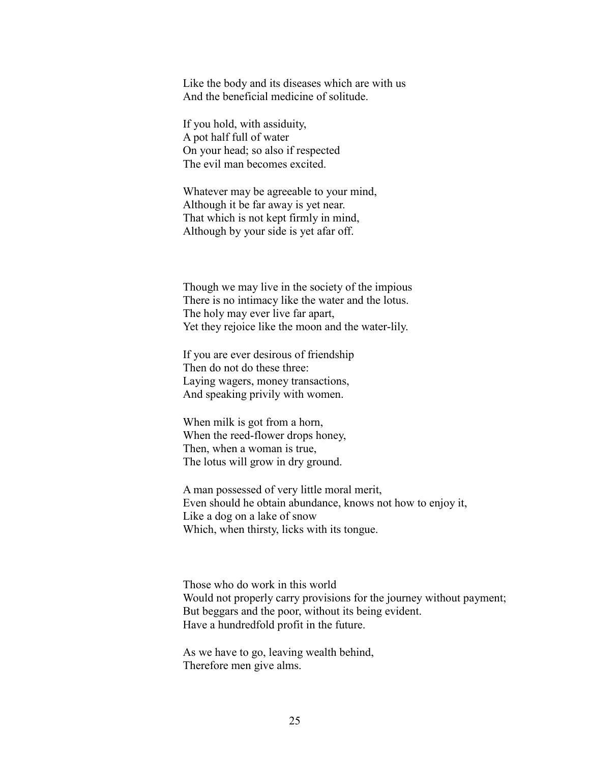Like the body and its diseases which are with us
And the beneficial medicine of solitude.

If you hold, with assiduity,
A pot half full of water
On your head; so also if respected
The evil man becomes excited.

Whatever may be agreeable to your mind,
Although it be far away is yet near.
That which is not kept firmly in mind,
Although by your side is yet afar off.

Though we may live in the society of the impious
There is no intimacy like the water and the lotus.
The holy may ever live far apart,
Yet they rejoice like the moon and the water-lily.

If you are ever desirous of friendship
Then do not do these three:
Laying wagers, money transactions,
And speaking privily with women.

When milk is got from a horn,
When the reed-flower drops honey,
Then, when a woman is true,
The lotus will grow in dry ground.

A man possessed of very little moral merit,
Even should he obtain abundance, knows not how to enjoy it,
Like a dog on a lake of snow
Which, when thirsty, licks with its tongue.

Those who do work in this world
Would not properly carry provisions for the journey without payment;
But beggars and the poor, without its being evident.
Have a hundredfold profit in the future.

As we have to go, leaving wealth behind,
Therefore men give alms.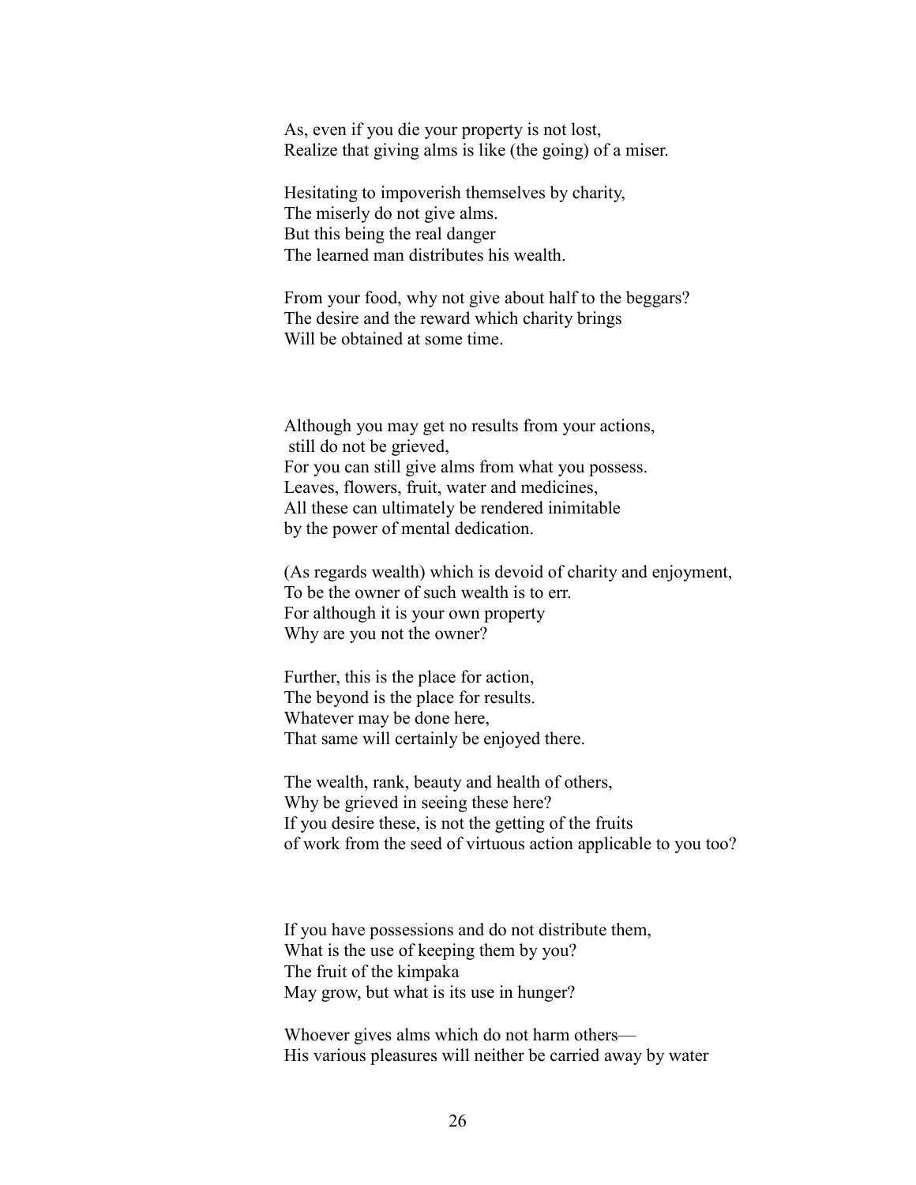As, even if you die your property is not lost,
Realize that giving alms is like (the going) of a miser.

Hesitating to impoverish themselves by charity,
The miserly do not give alms.
But this being the real danger
The learned man distributes his wealth.

From your food, why not give about half to the beggars?
The desire and the reward which charity brings
Will be obtained at some time.

Although you may get no results from your actions,
still do not be grieved,
For you can still give alms from what you possess.
Leaves, flowers, fruit, water and medicines,
All these can ultimately be rendered inimitable
by the power of mental dedication.

(As regards wealth) which is devoid of charity and enjoyment,
To be the owner of such wealth is to err.
For although it is your own property
Why are you not the owner?

Further, this is the place for action,
The beyond is the place for results.
Whatever may be done here,
That same will certainly be enjoyed there.

The wealth, rank, beauty and health of others,
Why be grieved in seeing these here?
If you desire these, is not the getting of the fruits
of work from the seed of virtuous action applicable to you too?

If you have possessions and do not distribute them,
What is the use of keeping them by you?
The fruit of the kimpaka
May grow, but what is its use in hunger?

Whoever gives alms which do not harm others—
His various pleasures will neither be carried away by water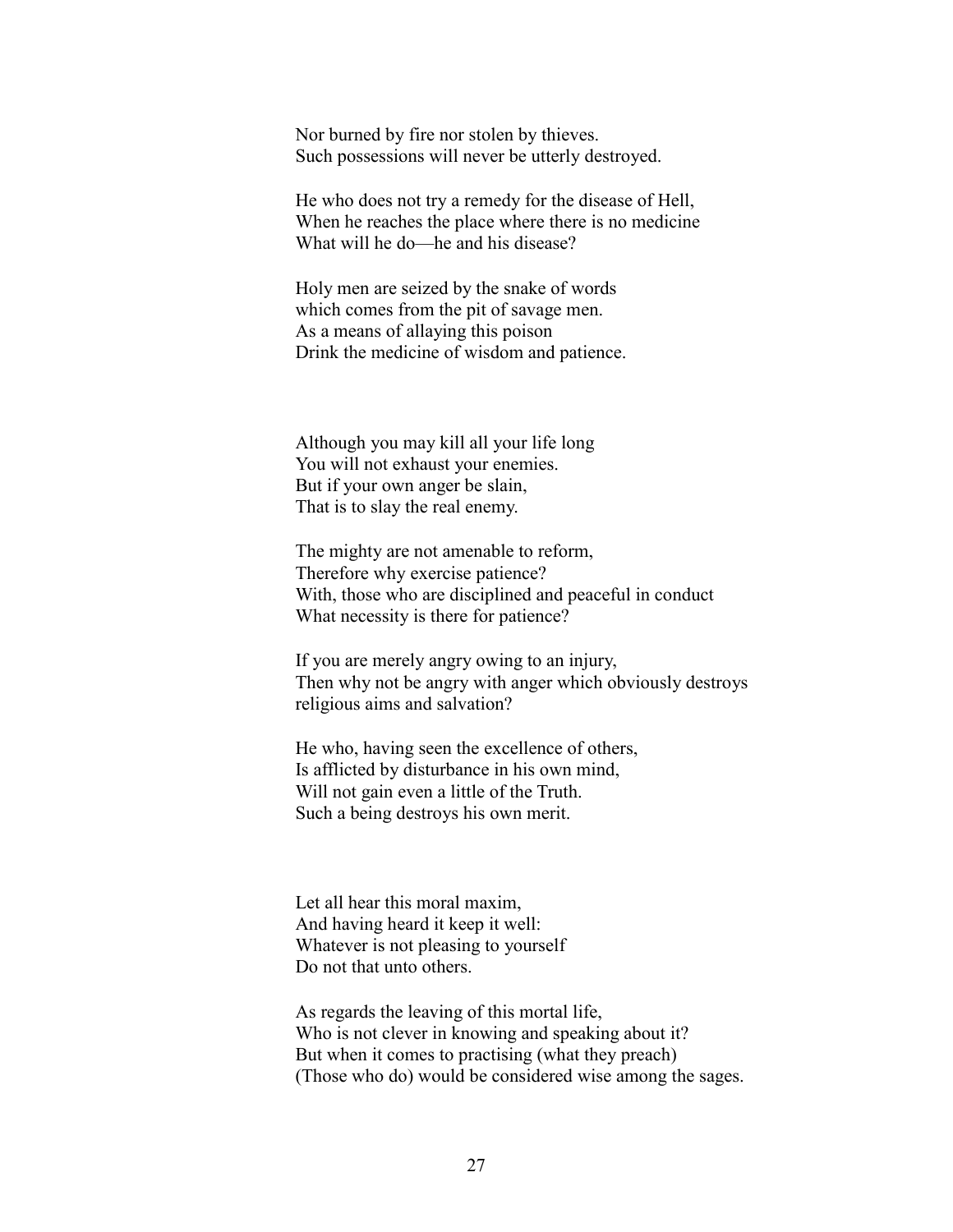Nor burned by fire nor stolen by thieves.
Such possessions will never be utterly destroyed.

He who does not try a remedy for the disease of Hell,
When he reaches the place where there is no medicine
What will he do—he and his disease?

Holy men are seized by the snake of words
which comes from the pit of savage men.
As a means of allaying this poison
Drink the medicine of wisdom and patience.

Although you may kill all your life long
You will not exhaust your enemies.
But if your own anger be slain,
That is to slay the real enemy.

The mighty are not amenable to reform,
Therefore why exercise patience?
With, those who are disciplined and peaceful in conduct
What necessity is there for patience?

If you are merely angry owing to an injury,
Then why not be angry with anger which obviously destroys
religious aims and salvation?

He who, having seen the excellence of others,
Is afflicted by disturbance in his own mind,
Will not gain even a little of the Truth.
Such a being destroys his own merit.

Let all hear this moral maxim,
And having heard it keep it well:
Whatever is not pleasing to yourself
Do not that unto others.

As regards the leaving of this mortal life,
Who is not clever in knowing and speaking about it?
But when it comes to practising (what they preach)
(Those who do) would be considered wise among the sages.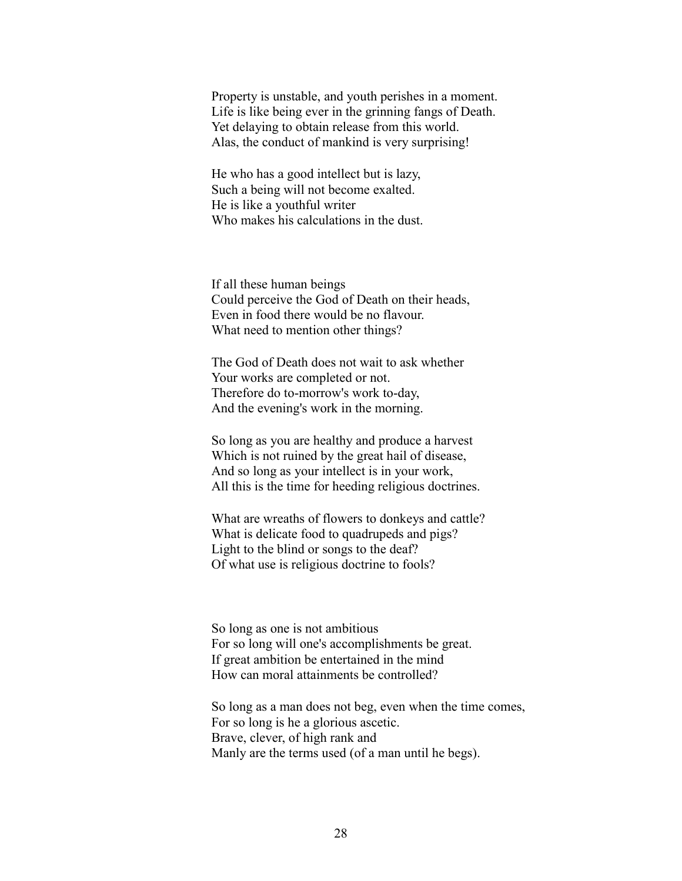Property is unstable, and youth perishes in a moment.
Life is like being ever in the grinning fangs of Death.
Yet delaying to obtain release from this world.
Alas, the conduct of mankind is very surprising!

He who has a good intellect but is lazy,
Such a being will not become exalted.
He is like a youthful writer
Who makes his calculations in the dust.

If all these human beings
Could perceive the God of Death on their heads,
Even in food there would be no flavour.
What need to mention other things?

The God of Death does not wait to ask whether
Your works are completed or not.
Therefore do to-morrow's work to-day,
And the evening's work in the morning.

So long as you are healthy and produce a harvest
Which is not ruined by the great hail of disease,
And so long as your intellect is in your work,
All this is the time for heeding religious doctrines.

What are wreaths of flowers to donkeys and cattle?
What is delicate food to quadrupeds and pigs?
Light to the blind or songs to the deaf?
Of what use is religious doctrine to fools?

So long as one is not ambitious
For so long will one's accomplishments be great.
If great ambition be entertained in the mind
How can moral attainments be controlled?

So long as a man does not beg, even when the time comes,
For so long is he a glorious ascetic.
Brave, clever, of high rank and
Manly are the terms used (of a man until he begs).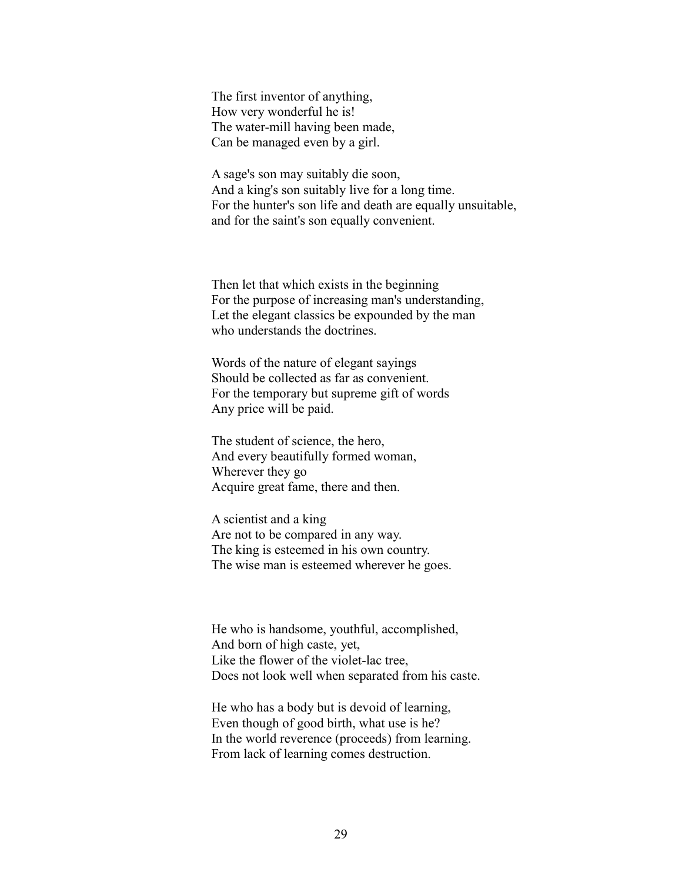The first inventor of anything,
How very wonderful he is!
The water-mill having been made,
Can be managed even by a girl.

A sage's son may suitably die soon,
And a king's son suitably live for a long time.
For the hunter's son life and death are equally unsuitable,
and for the saint's son equally convenient.

Then let that which exists in the beginning
For the purpose of increasing man's understanding,
Let the elegant classics be expounded by the man
who understands the doctrines.

Words of the nature of elegant sayings
Should be collected as far as convenient.
For the temporary but supreme gift of words
Any price will be paid.

The student of science, the hero,
And every beautifully formed woman,
Wherever they go
Acquire great fame, there and then.

A scientist and a king
Are not to be compared in any way.
The king is esteemed in his own country.
The wise man is esteemed wherever he goes.

He who is handsome, youthful, accomplished,
And born of high caste, yet,
Like the flower of the violet-lac tree,
Does not look well when separated from his caste.

He who has a body but is devoid of learning,
Even though of good birth, what use is he?
In the world reverence (proceeds) from learning.
From lack of learning comes destruction.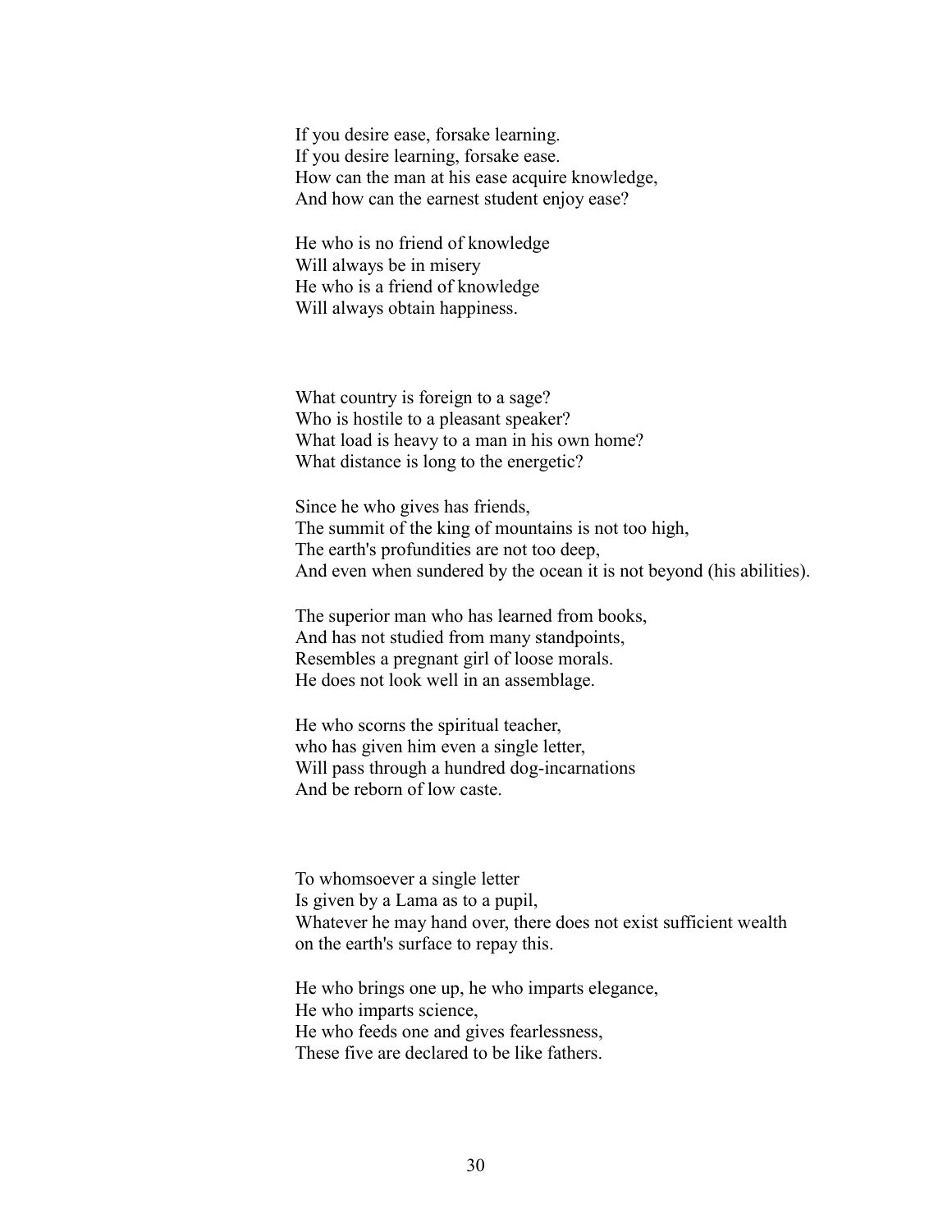If you desire ease, forsake learning.
If you desire learning, forsake ease.
How can the man at his ease acquire knowledge,
And how can the earnest student enjoy ease?

He who is no friend of knowledge
Will always be in misery
He who is a friend of knowledge
Will always obtain happiness.

What country is foreign to a sage?
Who is hostile to a pleasant speaker?
What load is heavy to a man in his own home?
What distance is long to the energetic?

Since he who gives has friends,
The summit of the king of mountains is not too high,
The earth's profundities are not too deep,
And even when sundered by the ocean it is not beyond (his abilities).

The superior man who has learned from books,
And has not studied from many standpoints,
Resembles a pregnant girl of loose morals.
He does not look well in an assemblage.

He who scorns the spiritual teacher,
who has given him even a single letter,
Will pass through a hundred dog-incarnations
And be reborn of low caste.

To whomsoever a single letter
Is given by a Lama as to a pupil,
Whatever he may hand over, there does not exist sufficient wealth
on the earth's surface to repay this.

He who brings one up, he who imparts elegance,
He who imparts science,
He who feeds one and gives fearlessness,
These five are declared to be like fathers.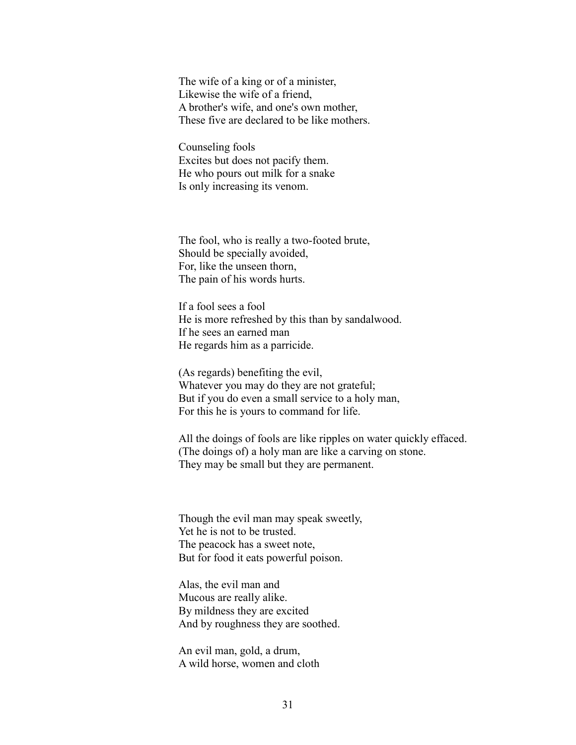The wife of a king or of a minister,
Likewise the wife of a friend,
A brother's wife, and one's own mother,
These five are declared to be like mothers.

Counseling fools
Excites but does not pacify them.
He who pours out milk for a snake
Is only increasing its venom.

The fool, who is really a two-footed brute,
Should be specially avoided,
For, like the unseen thorn,
The pain of his words hurts.

If a fool sees a fool
He is more refreshed by this than by sandalwood.
If he sees an earned man
He regards him as a parricide.

(As regards) benefiting the evil,
Whatever you may do they are not grateful;
But if you do even a small service to a holy man,
For this he is yours to command for life.

All the doings of fools are like ripples on water quickly effaced.
(The doings of) a holy man are like a carving on stone.
They may be small but they are permanent.

Though the evil man may speak sweetly,
Yet he is not to be trusted.
The peacock has a sweet note,
But for food it eats powerful poison.

Alas, the evil man and
Mucous are really alike.
By mildness they are excited
And by roughness they are soothed.

An evil man, gold, a drum,
A wild horse, women and cloth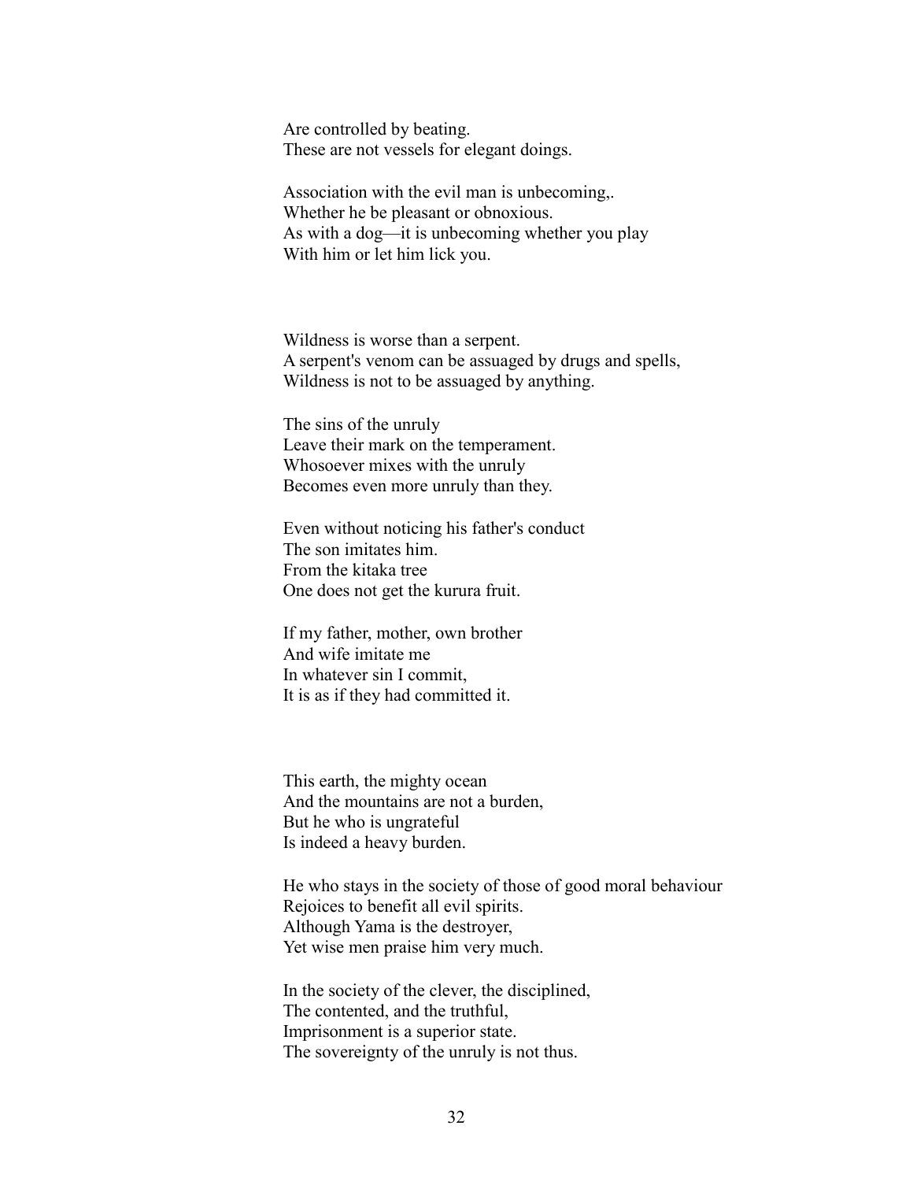Are controlled by beating.
These are not vessels for elegant doings.

Association with the evil man is unbecoming,.
Whether he be pleasant or obnoxious.
As with a dog—it is unbecoming whether you play
With him or let him lick you.

Wildness is worse than a serpent.
A serpent's venom can be assuaged by drugs and spells,
Wildness is not to be assuaged by anything.

The sins of the unruly
Leave their mark on the temperament.
Whosoever mixes with the unruly
Becomes even more unruly than they.

Even without noticing his father's conduct
The son imitates him.
From the kitaka tree
One does not get the kurura fruit.

If my father, mother, own brother
And wife imitate me
In whatever sin I commit,
It is as if they had committed it.

This earth, the mighty ocean
And the mountains are not a burden,
But he who is ungrateful
Is indeed a heavy burden.

He who stays in the society of those of good moral behaviour
Rejoices to benefit all evil spirits.
Although Yama is the destroyer,
Yet wise men praise him very much.

In the society of the clever, the disciplined,
The contented, and the truthful,
Imprisonment is a superior state.
The sovereignty of the unruly is not thus.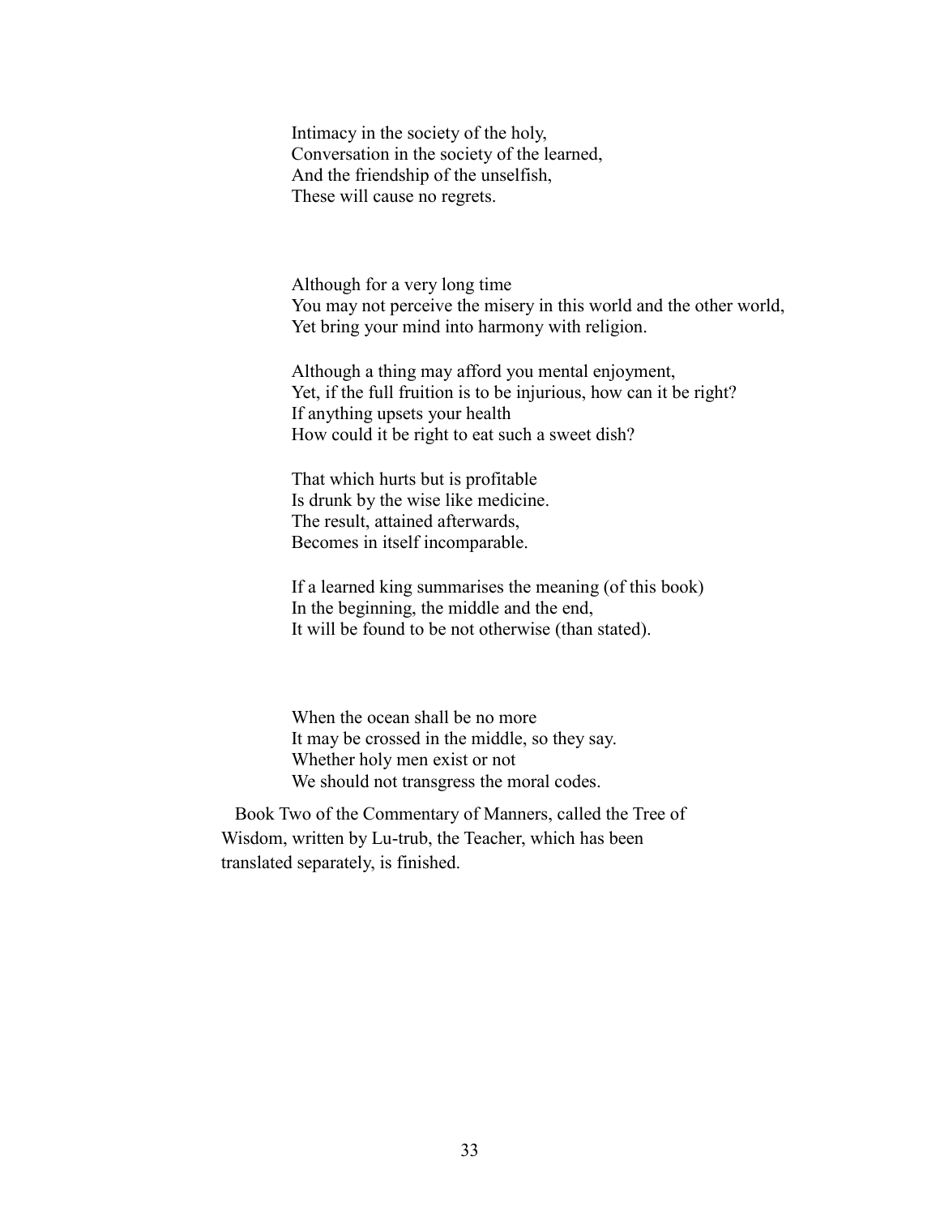Intimacy in the society of the holy,  
Conversation in the society of the learned,  
And the friendship of the unselfish,  
These will cause no regrets.

Although for a very long time  
You may not perceive the misery in this world and the other world,  
Yet bring your mind into harmony with religion.

Although a thing may afford you mental enjoyment,  
Yet, if the full fruition is to be injurious, how can it be right?  
If anything upsets your health  
How could it be right to eat such a sweet dish?

That which hurts but is profitable  
Is drunk by the wise like medicine.  
The result, attained afterwards,  
Becomes in itself incomparable.

If a learned king summarises the meaning (of this book)  
In the beginning, the middle and the end,  
It will be found to be not otherwise (than stated).

When the ocean shall be no more  
It may be crossed in the middle, so they say.  
Whether holy men exist or not  
We should not transgress the moral codes.

Book Two of the Commentary of Manners, called the Tree of Wisdom, written by Lu-trub, the Teacher, which has been translated separately, is finished.